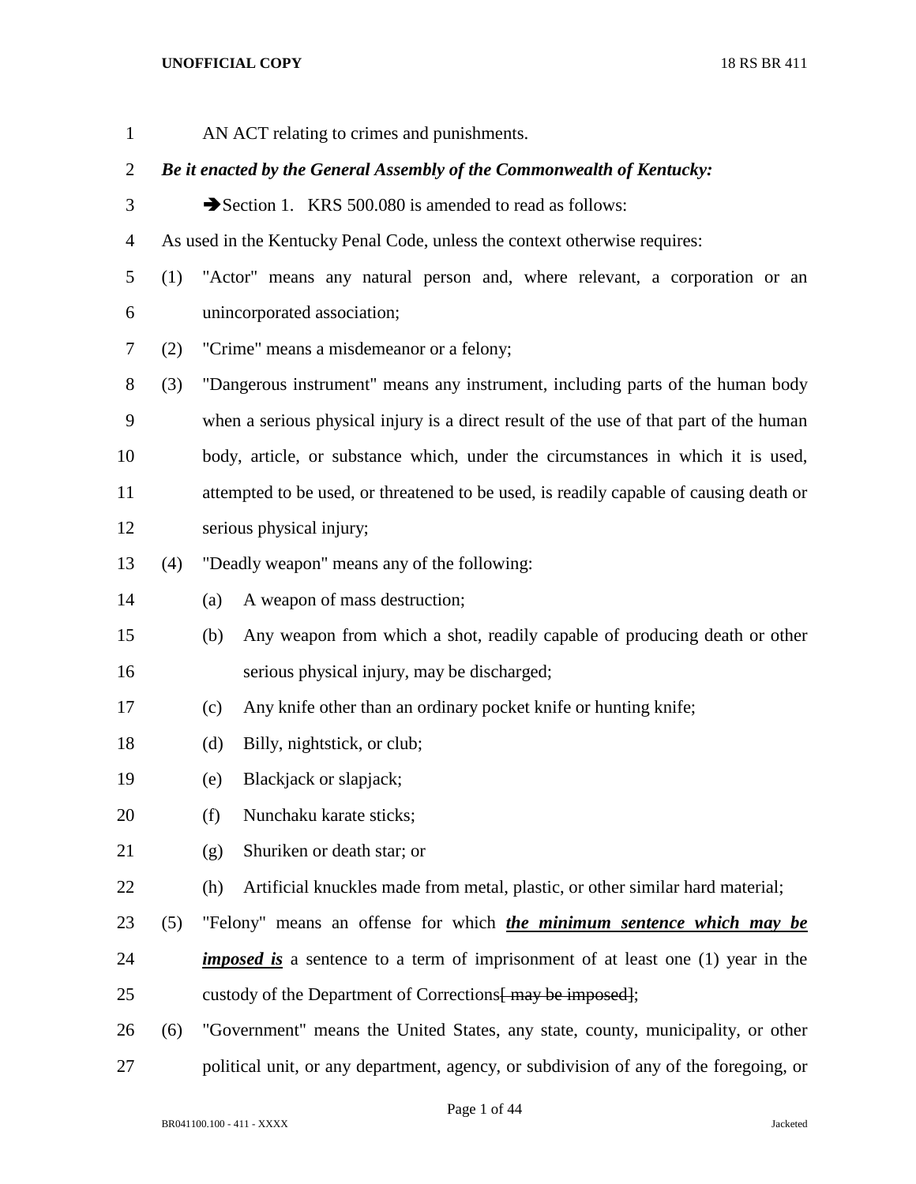AN ACT relating to crimes and punishments.

***Be it enacted by the General Assembly of the Commonwealth of Kentucky:***

➔Section 1. KRS 500.080 is amended to read as follows:

As used in the Kentucky Penal Code, unless the context otherwise requires:

(1) "Actor" means any natural person and, where relevant, a corporation or an unincorporated association;

(2) "Crime" means a misdemeanor or a felony;

(3) "Dangerous instrument" means any instrument, including parts of the human body when a serious physical injury is a direct result of the use of that part of the human body, article, or substance which, under the circumstances in which it is used, attempted to be used, or threatened to be used, is readily capable of causing death or serious physical injury;

(4) "Deadly weapon" means any of the following:

(a) A weapon of mass destruction;

(b) Any weapon from which a shot, readily capable of producing death or other serious physical injury, may be discharged;

(c) Any knife other than an ordinary pocket knife or hunting knife;

(d) Billy, nightstick, or club;

(e) Blackjack or slapjack;

(f) Nunchaku karate sticks;

(g) Shuriken or death star; or

(h) Artificial knuckles made from metal, plastic, or other similar hard material;

(5) "Felony" means an offense for which ***<u>the minimum sentence which may be imposed is</u>*** a sentence to a term of imprisonment of at least one (1) year in the custody of the Department of Corrections~~[ may be imposed]~~;

(6) "Government" means the United States, any state, county, municipality, or other political unit, or any department, agency, or subdivision of any of the foregoing, or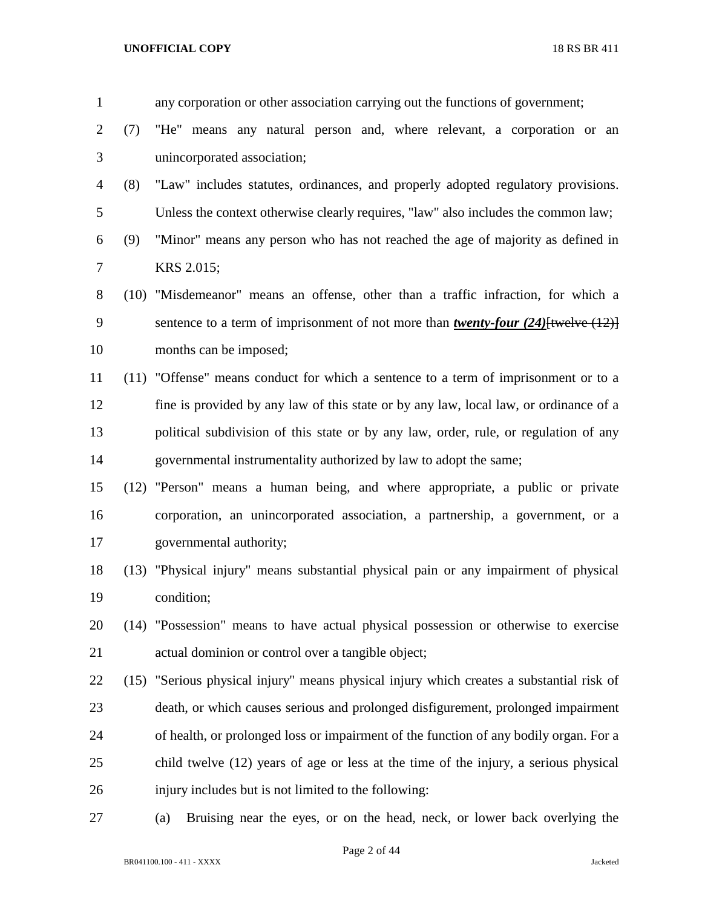any corporation or other association carrying out the functions of government;

(7) "He" means any natural person and, where relevant, a corporation or an unincorporated association;

(8) "Law" includes statutes, ordinances, and properly adopted regulatory provisions. Unless the context otherwise clearly requires, "law" also includes the common law;

(9) "Minor" means any person who has not reached the age of majority as defined in KRS 2.015;

(10) "Misdemeanor" means an offense, other than a traffic infraction, for which a sentence to a term of imprisonment of not more than ***twenty-four (24)***~~[twelve (12)]~~ months can be imposed;

(11) "Offense" means conduct for which a sentence to a term of imprisonment or to a fine is provided by any law of this state or by any law, local law, or ordinance of a political subdivision of this state or by any law, order, rule, or regulation of any governmental instrumentality authorized by law to adopt the same;

(12) "Person" means a human being, and where appropriate, a public or private corporation, an unincorporated association, a partnership, a government, or a governmental authority;

(13) "Physical injury" means substantial physical pain or any impairment of physical condition;

(14) "Possession" means to have actual physical possession or otherwise to exercise actual dominion or control over a tangible object;

(15) "Serious physical injury" means physical injury which creates a substantial risk of death, or which causes serious and prolonged disfigurement, prolonged impairment of health, or prolonged loss or impairment of the function of any bodily organ. For a child twelve (12) years of age or less at the time of the injury, a serious physical injury includes but is not limited to the following:

(a) Bruising near the eyes, or on the head, neck, or lower back overlying the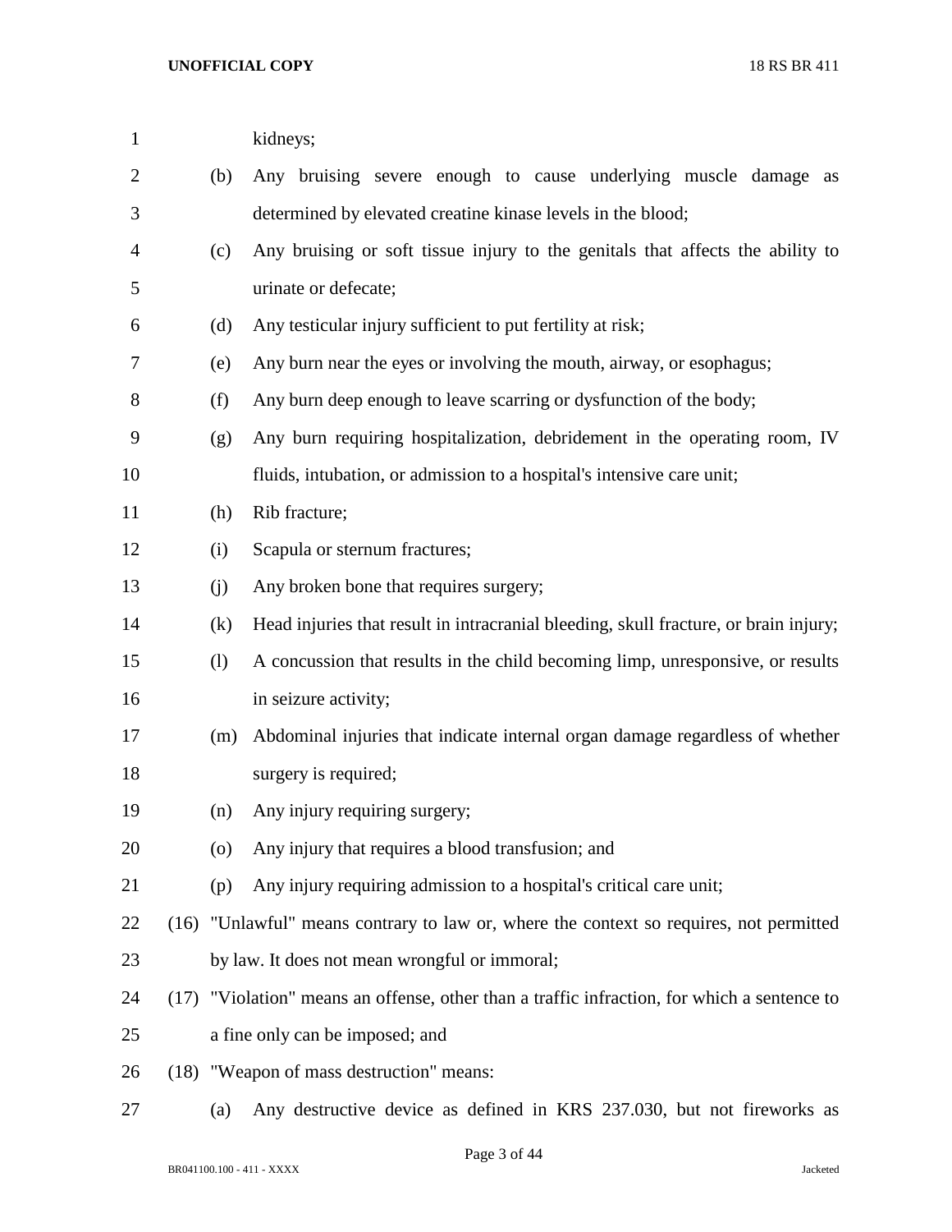kidneys;

(b) Any bruising severe enough to cause underlying muscle damage as determined by elevated creatine kinase levels in the blood;

(c) Any bruising or soft tissue injury to the genitals that affects the ability to urinate or defecate;

(d) Any testicular injury sufficient to put fertility at risk;

(e) Any burn near the eyes or involving the mouth, airway, or esophagus;

(f) Any burn deep enough to leave scarring or dysfunction of the body;

(g) Any burn requiring hospitalization, debridement in the operating room, IV fluids, intubation, or admission to a hospital's intensive care unit;

(h) Rib fracture;

(i) Scapula or sternum fractures;

(j) Any broken bone that requires surgery;

(k) Head injuries that result in intracranial bleeding, skull fracture, or brain injury;

(l) A concussion that results in the child becoming limp, unresponsive, or results in seizure activity;

(m) Abdominal injuries that indicate internal organ damage regardless of whether surgery is required;

(n) Any injury requiring surgery;

(o) Any injury that requires a blood transfusion; and

(p) Any injury requiring admission to a hospital's critical care unit;

(16) "Unlawful" means contrary to law or, where the context so requires, not permitted by law. It does not mean wrongful or immoral;

(17) "Violation" means an offense, other than a traffic infraction, for which a sentence to a fine only can be imposed; and

(18) "Weapon of mass destruction" means:

(a) Any destructive device as defined in KRS 237.030, but not fireworks as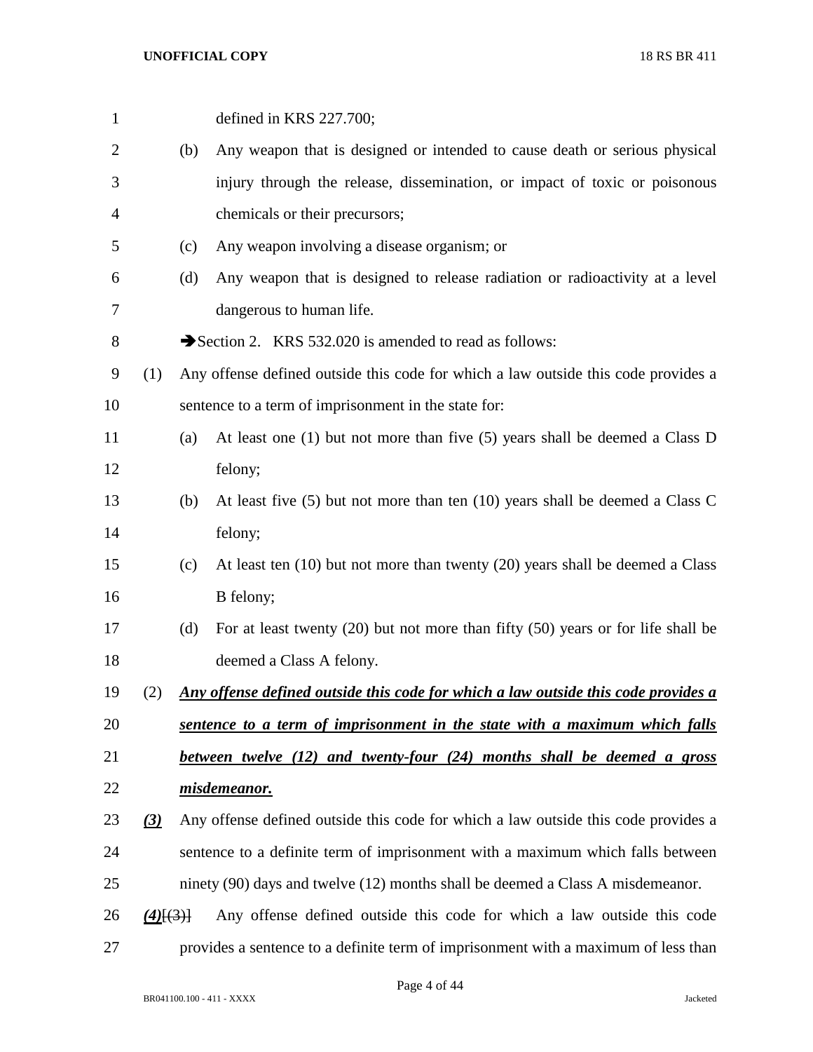defined in KRS 227.700;

(b) Any weapon that is designed or intended to cause death or serious physical injury through the release, dissemination, or impact of toxic or poisonous chemicals or their precursors;

(c) Any weapon involving a disease organism; or

(d) Any weapon that is designed to release radiation or radioactivity at a level dangerous to human life.

➔Section 2. KRS 532.020 is amended to read as follows:

(1) Any offense defined outside this code for which a law outside this code provides a sentence to a term of imprisonment in the state for:

(a) At least one (1) but not more than five (5) years shall be deemed a Class D felony;

(b) At least five (5) but not more than ten (10) years shall be deemed a Class C felony;

(c) At least ten (10) but not more than twenty (20) years shall be deemed a Class B felony;

(d) For at least twenty (20) but not more than fifty (50) years or for life shall be deemed a Class A felony.

(2) ***Any offense defined outside this code for which a law outside this code provides a sentence to a term of imprisonment in the state with a maximum which falls between twelve (12) and twenty-four (24) months shall be deemed a gross misdemeanor.***

***(3)*** Any offense defined outside this code for which a law outside this code provides a sentence to a definite term of imprisonment with a maximum which falls between ninety (90) days and twelve (12) months shall be deemed a Class A misdemeanor.

***(4)***[(3)] Any offense defined outside this code for which a law outside this code provides a sentence to a definite term of imprisonment with a maximum of less than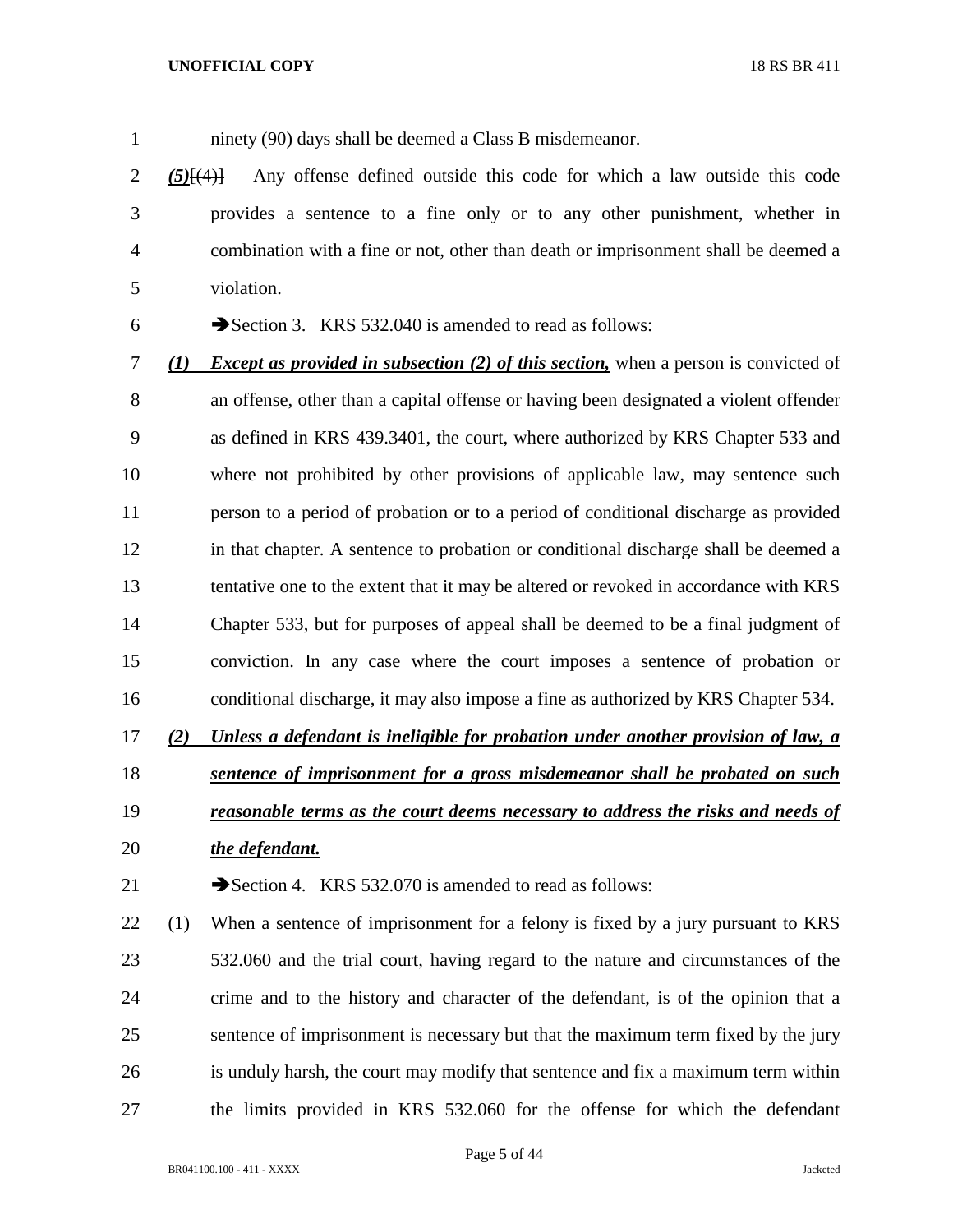ninety (90) days shall be deemed a Class B misdemeanor.

***(5)***[(4)] Any offense defined outside this code for which a law outside this code provides a sentence to a fine only or to any other punishment, whether in combination with a fine or not, other than death or imprisonment shall be deemed a violation.

➔Section 3. KRS 532.040 is amended to read as follows:

***(1) Except as provided in subsection (2) of this section,*** when a person is convicted of an offense, other than a capital offense or having been designated a violent offender as defined in KRS 439.3401, the court, where authorized by KRS Chapter 533 and where not prohibited by other provisions of applicable law, may sentence such person to a period of probation or to a period of conditional discharge as provided in that chapter. A sentence to probation or conditional discharge shall be deemed a tentative one to the extent that it may be altered or revoked in accordance with KRS Chapter 533, but for purposes of appeal shall be deemed to be a final judgment of conviction. In any case where the court imposes a sentence of probation or conditional discharge, it may also impose a fine as authorized by KRS Chapter 534.

***(2) Unless a defendant is ineligible for probation under another provision of law, a sentence of imprisonment for a gross misdemeanor shall be probated on such reasonable terms as the court deems necessary to address the risks and needs of the defendant.***

➔Section 4. KRS 532.070 is amended to read as follows:

(1) When a sentence of imprisonment for a felony is fixed by a jury pursuant to KRS 532.060 and the trial court, having regard to the nature and circumstances of the crime and to the history and character of the defendant, is of the opinion that a sentence of imprisonment is necessary but that the maximum term fixed by the jury is unduly harsh, the court may modify that sentence and fix a maximum term within the limits provided in KRS 532.060 for the offense for which the defendant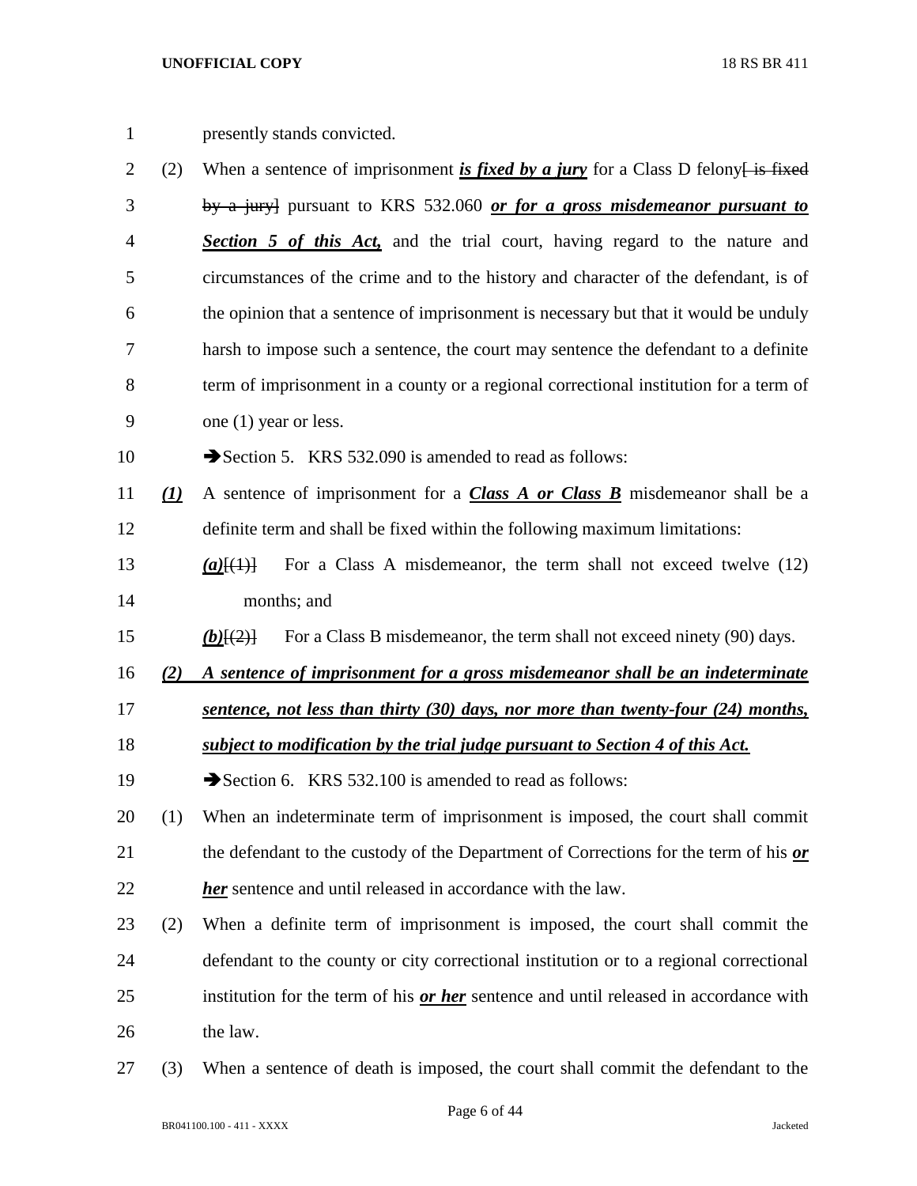presently stands convicted.

(2) When a sentence of imprisonment ***is fixed by a jury*** for a Class D felony~~[ is fixed by a jury]~~ pursuant to KRS 532.060 ***or for a gross misdemeanor pursuant to Section 5 of this Act,*** and the trial court, having regard to the nature and circumstances of the crime and to the history and character of the defendant, is of the opinion that a sentence of imprisonment is necessary but that it would be unduly harsh to impose such a sentence, the court may sentence the defendant to a definite term of imprisonment in a county or a regional correctional institution for a term of one (1) year or less.

➔Section 5. KRS 532.090 is amended to read as follows:

***(1)*** A sentence of imprisonment for a ***Class A or Class B*** misdemeanor shall be a definite term and shall be fixed within the following maximum limitations:

***(a)***~~[(1)]~~ For a Class A misdemeanor, the term shall not exceed twelve (12) months; and

***(b)***~~[(2)]~~ For a Class B misdemeanor, the term shall not exceed ninety (90) days.

***(2) A sentence of imprisonment for a gross misdemeanor shall be an indeterminate sentence, not less than thirty (30) days, nor more than twenty-four (24) months, subject to modification by the trial judge pursuant to Section 4 of this Act.***

➔Section 6. KRS 532.100 is amended to read as follows:

(1) When an indeterminate term of imprisonment is imposed, the court shall commit the defendant to the custody of the Department of Corrections for the term of his ***or her*** sentence and until released in accordance with the law.

(2) When a definite term of imprisonment is imposed, the court shall commit the defendant to the county or city correctional institution or to a regional correctional institution for the term of his ***or her*** sentence and until released in accordance with the law.

(3) When a sentence of death is imposed, the court shall commit the defendant to the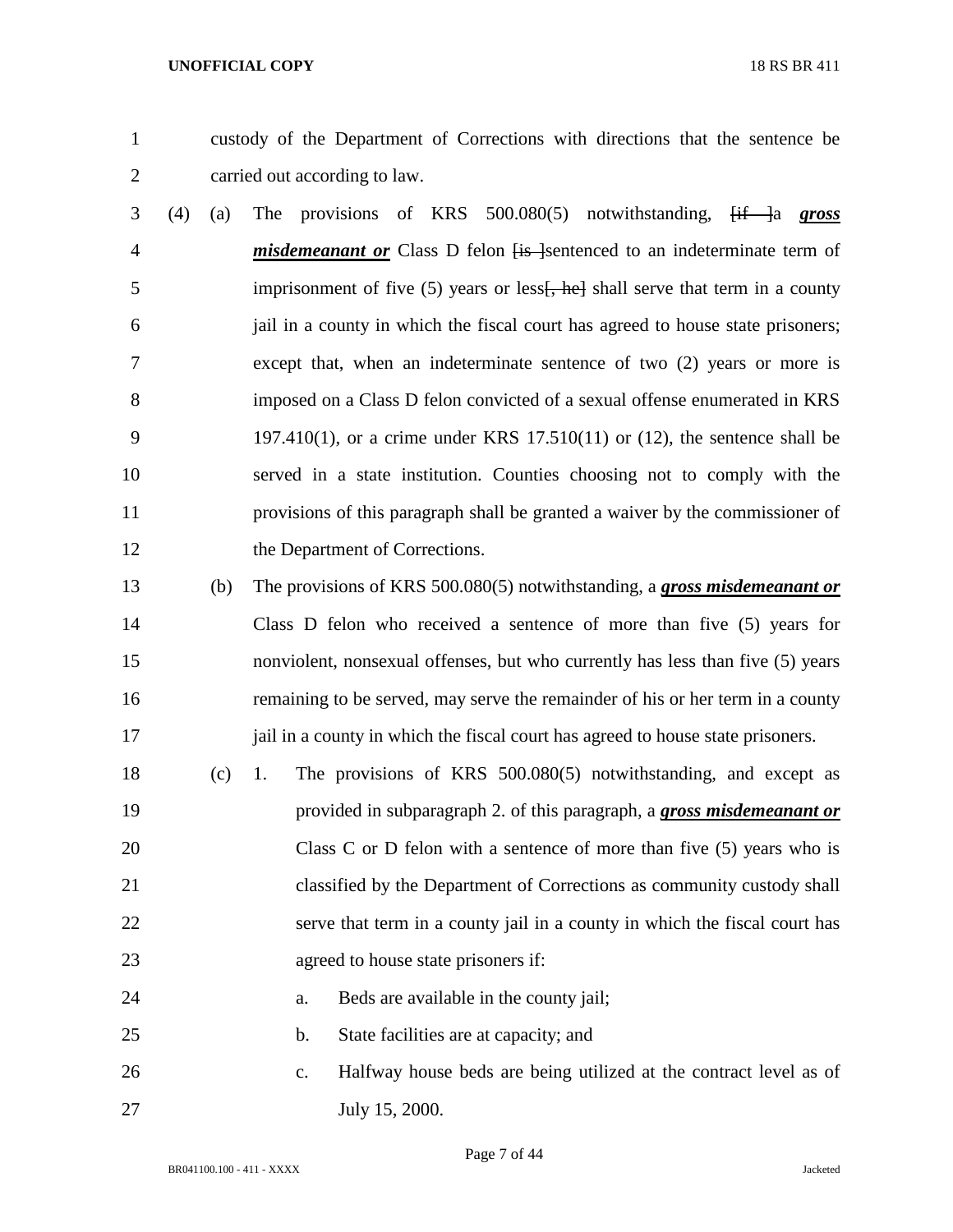custody of the Department of Corrections with directions that the sentence be carried out according to law.

(4) (a) The provisions of KRS 500.080(5) notwithstanding, [if ]a ***gross misdemeanant or*** Class D felon [is ]sentenced to an indeterminate term of imprisonment of five (5) years or less[, he] shall serve that term in a county jail in a county in which the fiscal court has agreed to house state prisoners; except that, when an indeterminate sentence of two (2) years or more is imposed on a Class D felon convicted of a sexual offense enumerated in KRS 197.410(1), or a crime under KRS 17.510(11) or (12), the sentence shall be served in a state institution. Counties choosing not to comply with the provisions of this paragraph shall be granted a waiver by the commissioner of the Department of Corrections.

(b) The provisions of KRS 500.080(5) notwithstanding, a ***gross misdemeanant or*** Class D felon who received a sentence of more than five (5) years for nonviolent, nonsexual offenses, but who currently has less than five (5) years remaining to be served, may serve the remainder of his or her term in a county jail in a county in which the fiscal court has agreed to house state prisoners.

(c) 1. The provisions of KRS 500.080(5) notwithstanding, and except as provided in subparagraph 2. of this paragraph, a ***gross misdemeanant or*** Class C or D felon with a sentence of more than five (5) years who is classified by the Department of Corrections as community custody shall serve that term in a county jail in a county in which the fiscal court has agreed to house state prisoners if:

a. Beds are available in the county jail;

b. State facilities are at capacity; and

c. Halfway house beds are being utilized at the contract level as of July 15, 2000.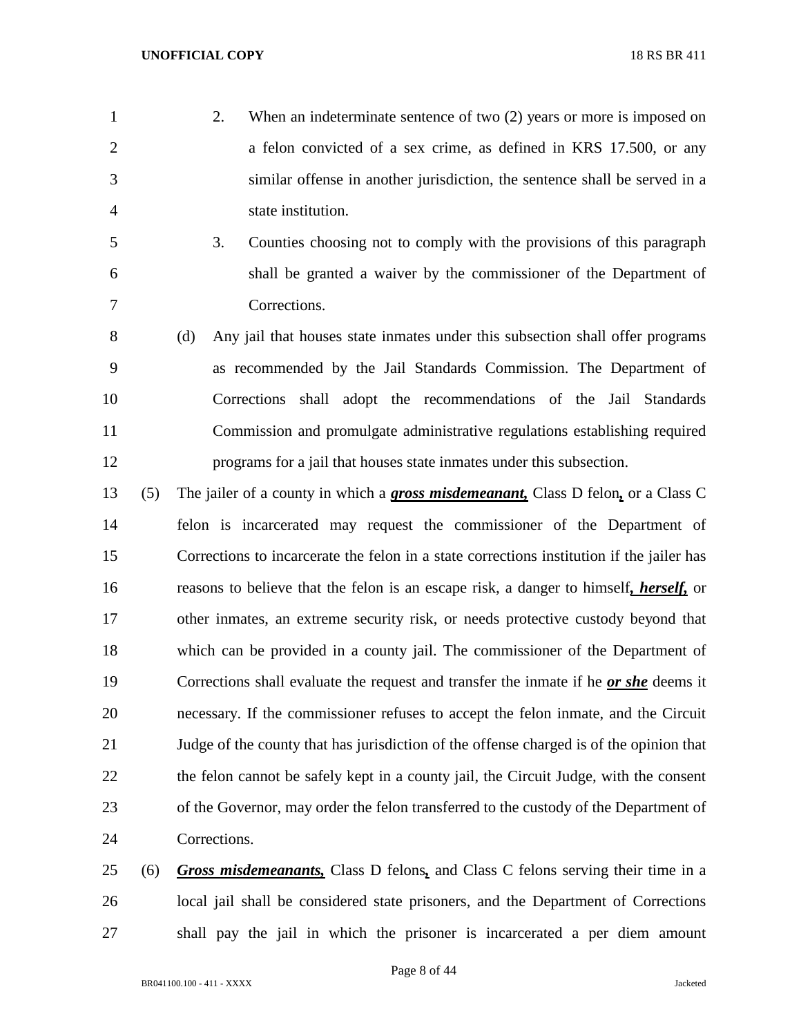2. When an indeterminate sentence of two (2) years or more is imposed on a felon convicted of a sex crime, as defined in KRS 17.500, or any similar offense in another jurisdiction, the sentence shall be served in a state institution.

3. Counties choosing not to comply with the provisions of this paragraph shall be granted a waiver by the commissioner of the Department of Corrections.

(d) Any jail that houses state inmates under this subsection shall offer programs as recommended by the Jail Standards Commission. The Department of Corrections shall adopt the recommendations of the Jail Standards Commission and promulgate administrative regulations establishing required programs for a jail that houses state inmates under this subsection.

(5) The jailer of a county in which a ***gross misdemeanant,*** Class D felon***,*** or a Class C felon is incarcerated may request the commissioner of the Department of Corrections to incarcerate the felon in a state corrections institution if the jailer has reasons to believe that the felon is an escape risk, a danger to himself***, herself,*** or other inmates, an extreme security risk, or needs protective custody beyond that which can be provided in a county jail. The commissioner of the Department of Corrections shall evaluate the request and transfer the inmate if he ***or she*** deems it necessary. If the commissioner refuses to accept the felon inmate, and the Circuit Judge of the county that has jurisdiction of the offense charged is of the opinion that the felon cannot be safely kept in a county jail, the Circuit Judge, with the consent of the Governor, may order the felon transferred to the custody of the Department of Corrections.

(6) ***Gross misdemeanants,*** Class D felons***,*** and Class C felons serving their time in a local jail shall be considered state prisoners, and the Department of Corrections shall pay the jail in which the prisoner is incarcerated a per diem amount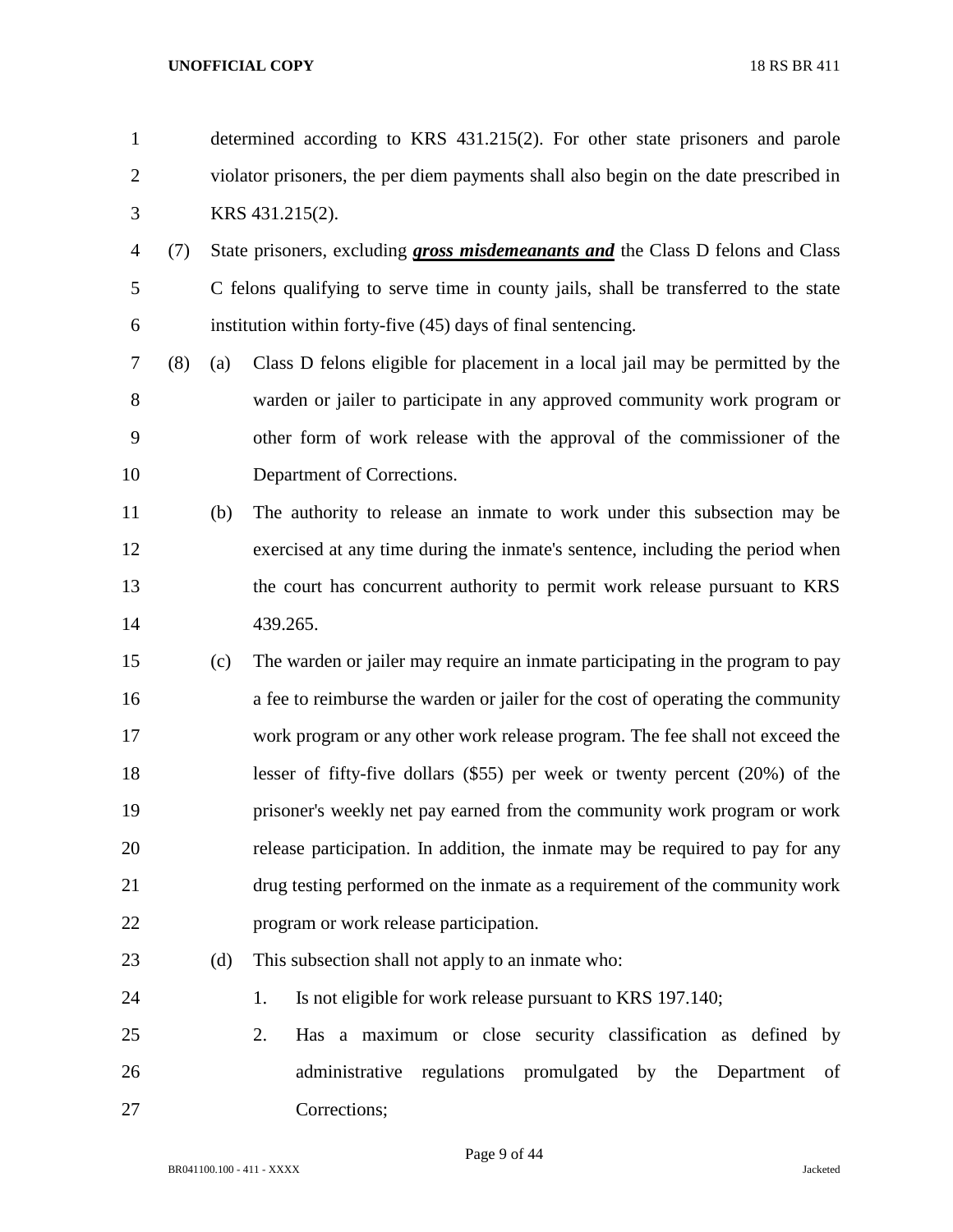determined according to KRS 431.215(2). For other state prisoners and parole violator prisoners, the per diem payments shall also begin on the date prescribed in KRS 431.215(2).

(7) State prisoners, excluding ***gross misdemeanants and*** the Class D felons and Class C felons qualifying to serve time in county jails, shall be transferred to the state institution within forty-five (45) days of final sentencing.

(8) (a) Class D felons eligible for placement in a local jail may be permitted by the warden or jailer to participate in any approved community work program or other form of work release with the approval of the commissioner of the Department of Corrections.

(b) The authority to release an inmate to work under this subsection may be exercised at any time during the inmate's sentence, including the period when the court has concurrent authority to permit work release pursuant to KRS 439.265.

(c) The warden or jailer may require an inmate participating in the program to pay a fee to reimburse the warden or jailer for the cost of operating the community work program or any other work release program. The fee shall not exceed the lesser of fifty-five dollars ($55) per week or twenty percent (20%) of the prisoner's weekly net pay earned from the community work program or work release participation. In addition, the inmate may be required to pay for any drug testing performed on the inmate as a requirement of the community work program or work release participation.

(d) This subsection shall not apply to an inmate who:

1. Is not eligible for work release pursuant to KRS 197.140;

2. Has a maximum or close security classification as defined by administrative regulations promulgated by the Department of Corrections;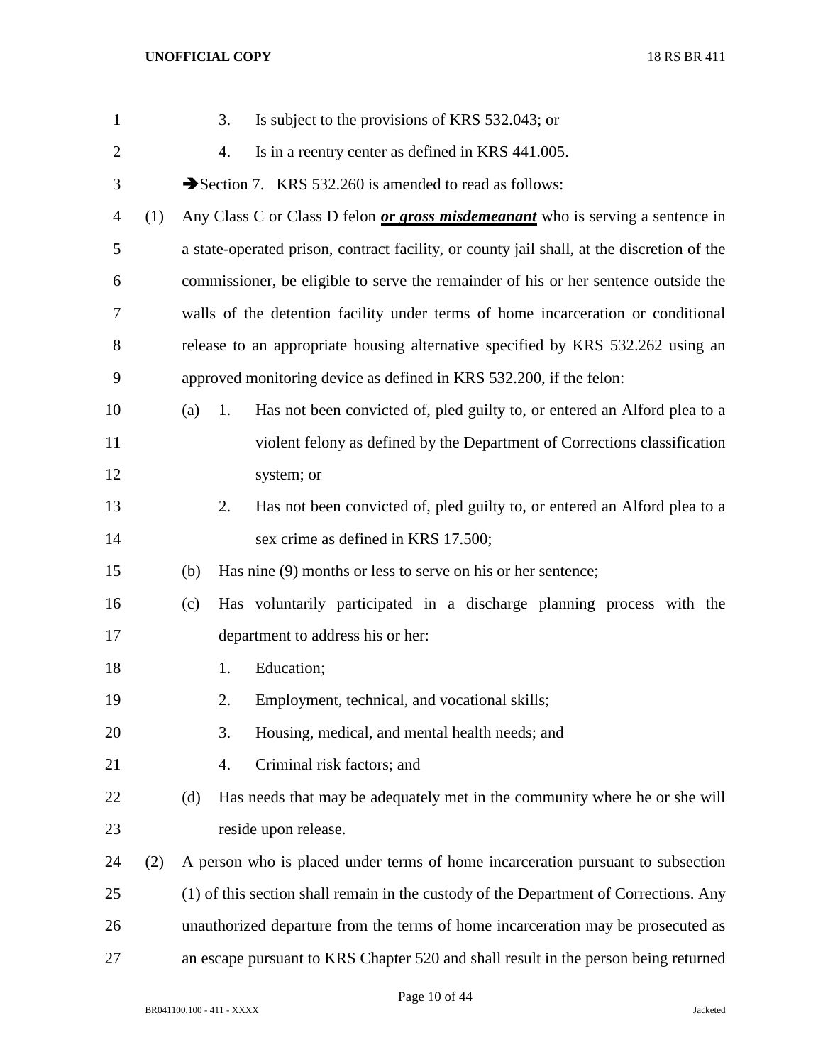3. Is subject to the provisions of KRS 532.043; or

4. Is in a reentry center as defined in KRS 441.005.

➔Section 7. KRS 532.260 is amended to read as follows:

(1) Any Class C or Class D felon ***or gross misdemeanant*** who is serving a sentence in a state-operated prison, contract facility, or county jail shall, at the discretion of the commissioner, be eligible to serve the remainder of his or her sentence outside the walls of the detention facility under terms of home incarceration or conditional release to an appropriate housing alternative specified by KRS 532.262 using an approved monitoring device as defined in KRS 532.200, if the felon:

(a) 1. Has not been convicted of, pled guilty to, or entered an Alford plea to a violent felony as defined by the Department of Corrections classification system; or

2. Has not been convicted of, pled guilty to, or entered an Alford plea to a sex crime as defined in KRS 17.500;

(b) Has nine (9) months or less to serve on his or her sentence;

(c) Has voluntarily participated in a discharge planning process with the department to address his or her:

1. Education;

2. Employment, technical, and vocational skills;

3. Housing, medical, and mental health needs; and

4. Criminal risk factors; and

(d) Has needs that may be adequately met in the community where he or she will reside upon release.

(2) A person who is placed under terms of home incarceration pursuant to subsection (1) of this section shall remain in the custody of the Department of Corrections. Any unauthorized departure from the terms of home incarceration may be prosecuted as an escape pursuant to KRS Chapter 520 and shall result in the person being returned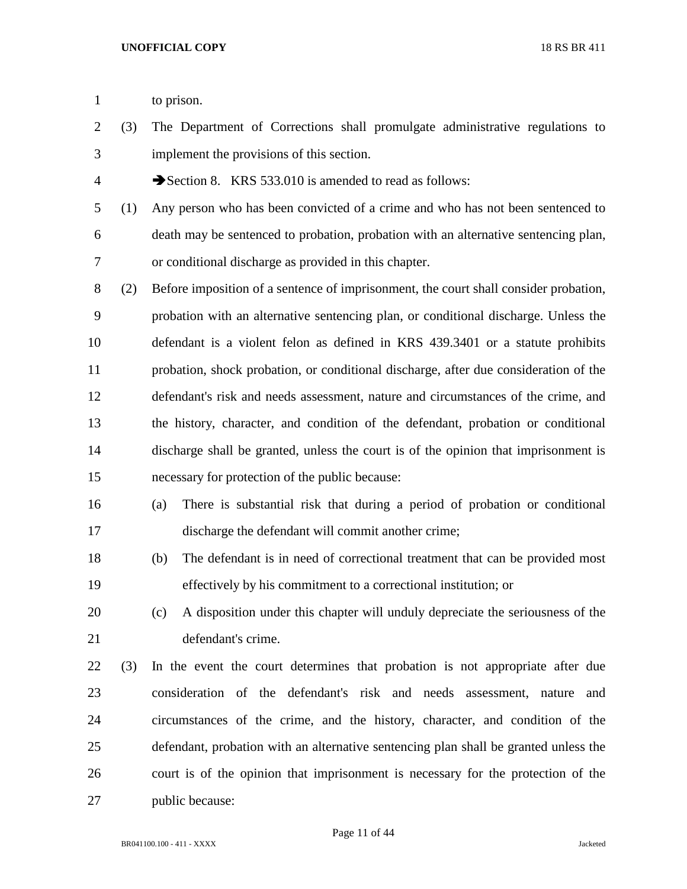to prison.

(3) The Department of Corrections shall promulgate administrative regulations to implement the provisions of this section.

➔Section 8. KRS 533.010 is amended to read as follows:

(1) Any person who has been convicted of a crime and who has not been sentenced to death may be sentenced to probation, probation with an alternative sentencing plan, or conditional discharge as provided in this chapter.

(2) Before imposition of a sentence of imprisonment, the court shall consider probation, probation with an alternative sentencing plan, or conditional discharge. Unless the defendant is a violent felon as defined in KRS 439.3401 or a statute prohibits probation, shock probation, or conditional discharge, after due consideration of the defendant's risk and needs assessment, nature and circumstances of the crime, and the history, character, and condition of the defendant, probation or conditional discharge shall be granted, unless the court is of the opinion that imprisonment is necessary for protection of the public because:

(a) There is substantial risk that during a period of probation or conditional discharge the defendant will commit another crime;

(b) The defendant is in need of correctional treatment that can be provided most effectively by his commitment to a correctional institution; or

(c) A disposition under this chapter will unduly depreciate the seriousness of the defendant's crime.

(3) In the event the court determines that probation is not appropriate after due consideration of the defendant's risk and needs assessment, nature and circumstances of the crime, and the history, character, and condition of the defendant, probation with an alternative sentencing plan shall be granted unless the court is of the opinion that imprisonment is necessary for the protection of the public because: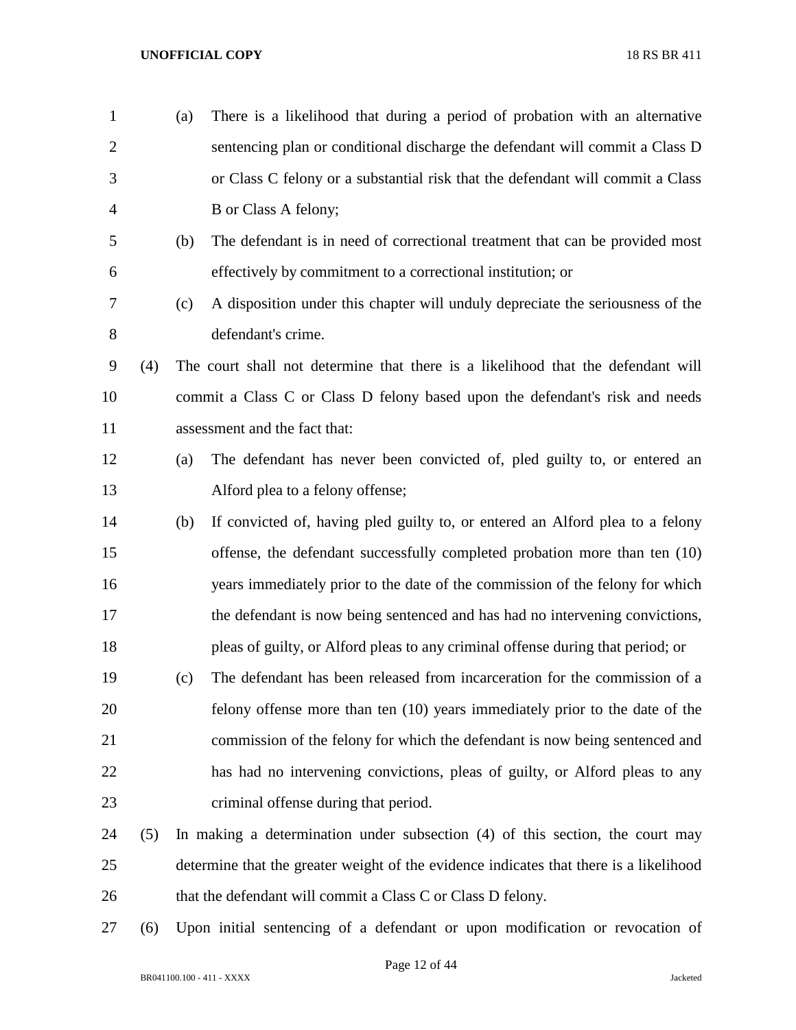(a) There is a likelihood that during a period of probation with an alternative sentencing plan or conditional discharge the defendant will commit a Class D or Class C felony or a substantial risk that the defendant will commit a Class B or Class A felony;

(b) The defendant is in need of correctional treatment that can be provided most effectively by commitment to a correctional institution; or

(c) A disposition under this chapter will unduly depreciate the seriousness of the defendant's crime.

(4) The court shall not determine that there is a likelihood that the defendant will commit a Class C or Class D felony based upon the defendant's risk and needs assessment and the fact that:

(a) The defendant has never been convicted of, pled guilty to, or entered an Alford plea to a felony offense;

(b) If convicted of, having pled guilty to, or entered an Alford plea to a felony offense, the defendant successfully completed probation more than ten (10) years immediately prior to the date of the commission of the felony for which the defendant is now being sentenced and has had no intervening convictions, pleas of guilty, or Alford pleas to any criminal offense during that period; or

(c) The defendant has been released from incarceration for the commission of a felony offense more than ten (10) years immediately prior to the date of the commission of the felony for which the defendant is now being sentenced and has had no intervening convictions, pleas of guilty, or Alford pleas to any criminal offense during that period.

(5) In making a determination under subsection (4) of this section, the court may determine that the greater weight of the evidence indicates that there is a likelihood that the defendant will commit a Class C or Class D felony.

(6) Upon initial sentencing of a defendant or upon modification or revocation of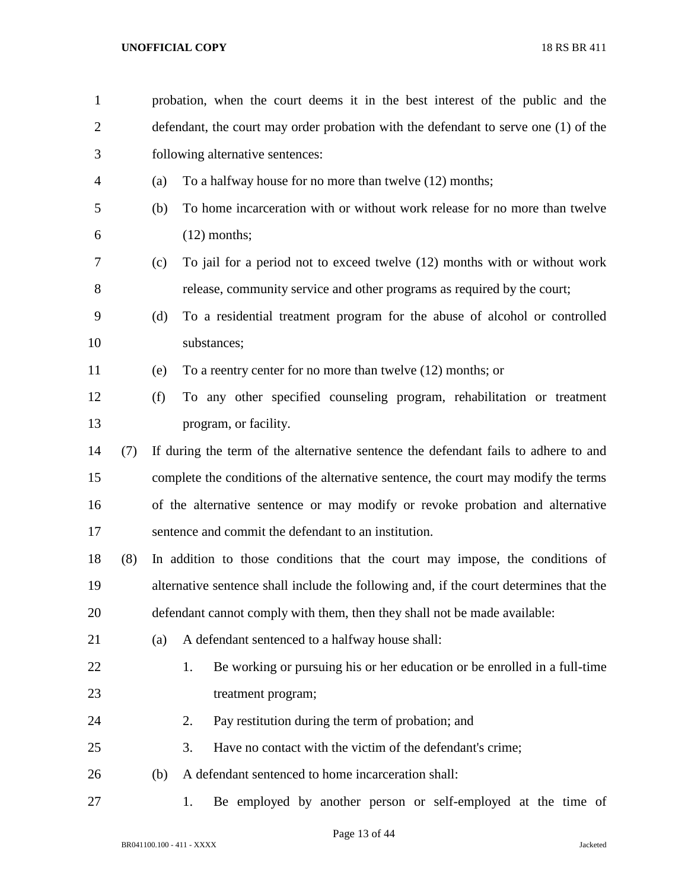probation, when the court deems it in the best interest of the public and the defendant, the court may order probation with the defendant to serve one (1) of the following alternative sentences:

(a) To a halfway house for no more than twelve (12) months;

(b) To home incarceration with or without work release for no more than twelve (12) months;

(c) To jail for a period not to exceed twelve (12) months with or without work release, community service and other programs as required by the court;

(d) To a residential treatment program for the abuse of alcohol or controlled substances;

(e) To a reentry center for no more than twelve (12) months; or

(f) To any other specified counseling program, rehabilitation or treatment program, or facility.

(7) If during the term of the alternative sentence the defendant fails to adhere to and complete the conditions of the alternative sentence, the court may modify the terms of the alternative sentence or may modify or revoke probation and alternative sentence and commit the defendant to an institution.

(8) In addition to those conditions that the court may impose, the conditions of alternative sentence shall include the following and, if the court determines that the defendant cannot comply with them, then they shall not be made available:

(a) A defendant sentenced to a halfway house shall:

1. Be working or pursuing his or her education or be enrolled in a full-time treatment program;

2. Pay restitution during the term of probation; and

3. Have no contact with the victim of the defendant's crime;

(b) A defendant sentenced to home incarceration shall:

1. Be employed by another person or self-employed at the time of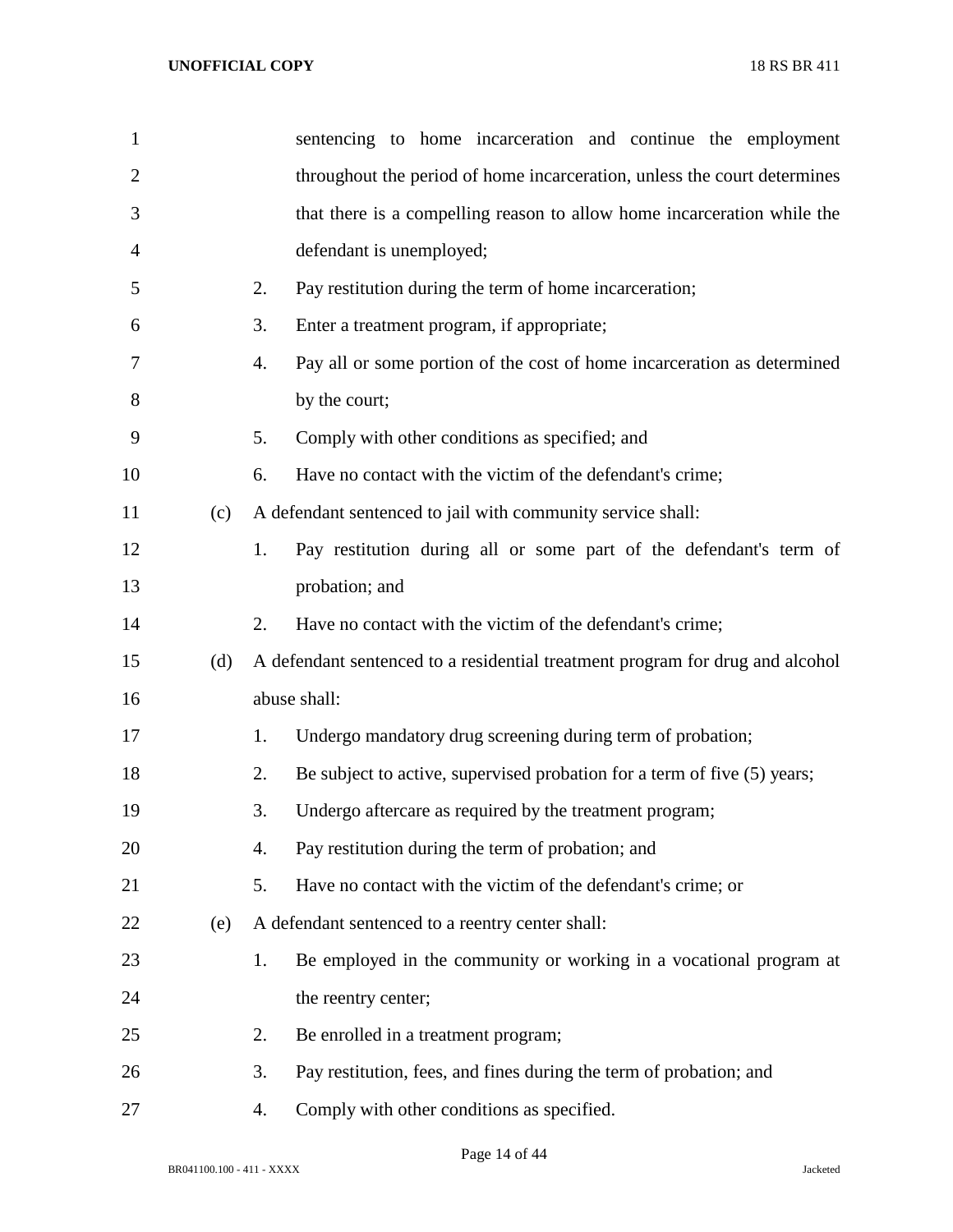sentencing to home incarceration and continue the employment throughout the period of home incarceration, unless the court determines that there is a compelling reason to allow home incarceration while the defendant is unemployed;

2. Pay restitution during the term of home incarceration;

3. Enter a treatment program, if appropriate;

4. Pay all or some portion of the cost of home incarceration as determined by the court;

5. Comply with other conditions as specified; and

6. Have no contact with the victim of the defendant's crime;

(c) A defendant sentenced to jail with community service shall:

1. Pay restitution during all or some part of the defendant's term of probation; and

2. Have no contact with the victim of the defendant's crime;

(d) A defendant sentenced to a residential treatment program for drug and alcohol abuse shall:

1. Undergo mandatory drug screening during term of probation;

2. Be subject to active, supervised probation for a term of five (5) years;

3. Undergo aftercare as required by the treatment program;

4. Pay restitution during the term of probation; and

5. Have no contact with the victim of the defendant's crime; or

(e) A defendant sentenced to a reentry center shall:

1. Be employed in the community or working in a vocational program at the reentry center;

2. Be enrolled in a treatment program;

3. Pay restitution, fees, and fines during the term of probation; and

4. Comply with other conditions as specified.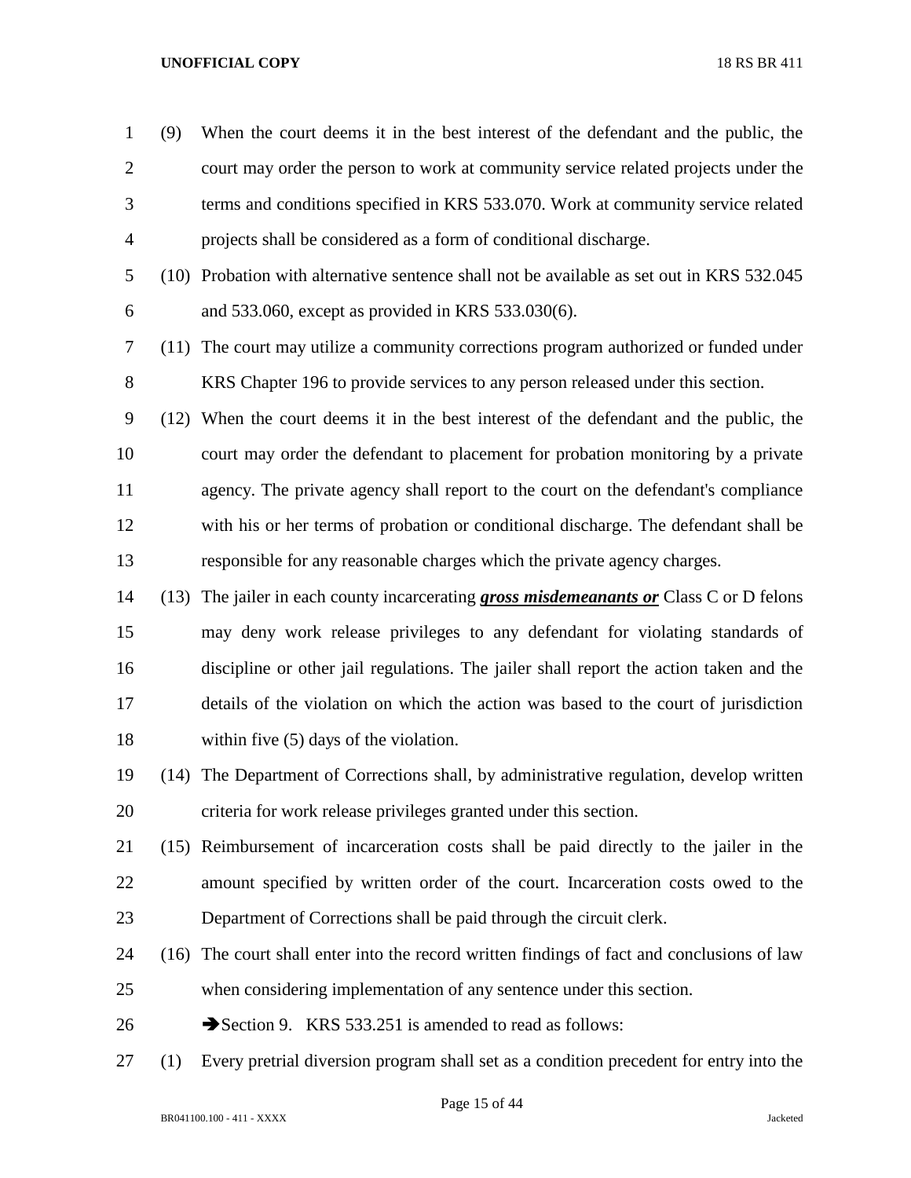(9) When the court deems it in the best interest of the defendant and the public, the court may order the person to work at community service related projects under the terms and conditions specified in KRS 533.070. Work at community service related projects shall be considered as a form of conditional discharge.

(10) Probation with alternative sentence shall not be available as set out in KRS 532.045 and 533.060, except as provided in KRS 533.030(6).

(11) The court may utilize a community corrections program authorized or funded under KRS Chapter 196 to provide services to any person released under this section.

(12) When the court deems it in the best interest of the defendant and the public, the court may order the defendant to placement for probation monitoring by a private agency. The private agency shall report to the court on the defendant's compliance with his or her terms of probation or conditional discharge. The defendant shall be responsible for any reasonable charges which the private agency charges.

(13) The jailer in each county incarcerating ***gross misdemeanants or*** Class C or D felons may deny work release privileges to any defendant for violating standards of discipline or other jail regulations. The jailer shall report the action taken and the details of the violation on which the action was based to the court of jurisdiction within five (5) days of the violation.

(14) The Department of Corrections shall, by administrative regulation, develop written criteria for work release privileges granted under this section.

(15) Reimbursement of incarceration costs shall be paid directly to the jailer in the amount specified by written order of the court. Incarceration costs owed to the Department of Corrections shall be paid through the circuit clerk.

(16) The court shall enter into the record written findings of fact and conclusions of law when considering implementation of any sentence under this section.

➔Section 9. KRS 533.251 is amended to read as follows:

(1) Every pretrial diversion program shall set as a condition precedent for entry into the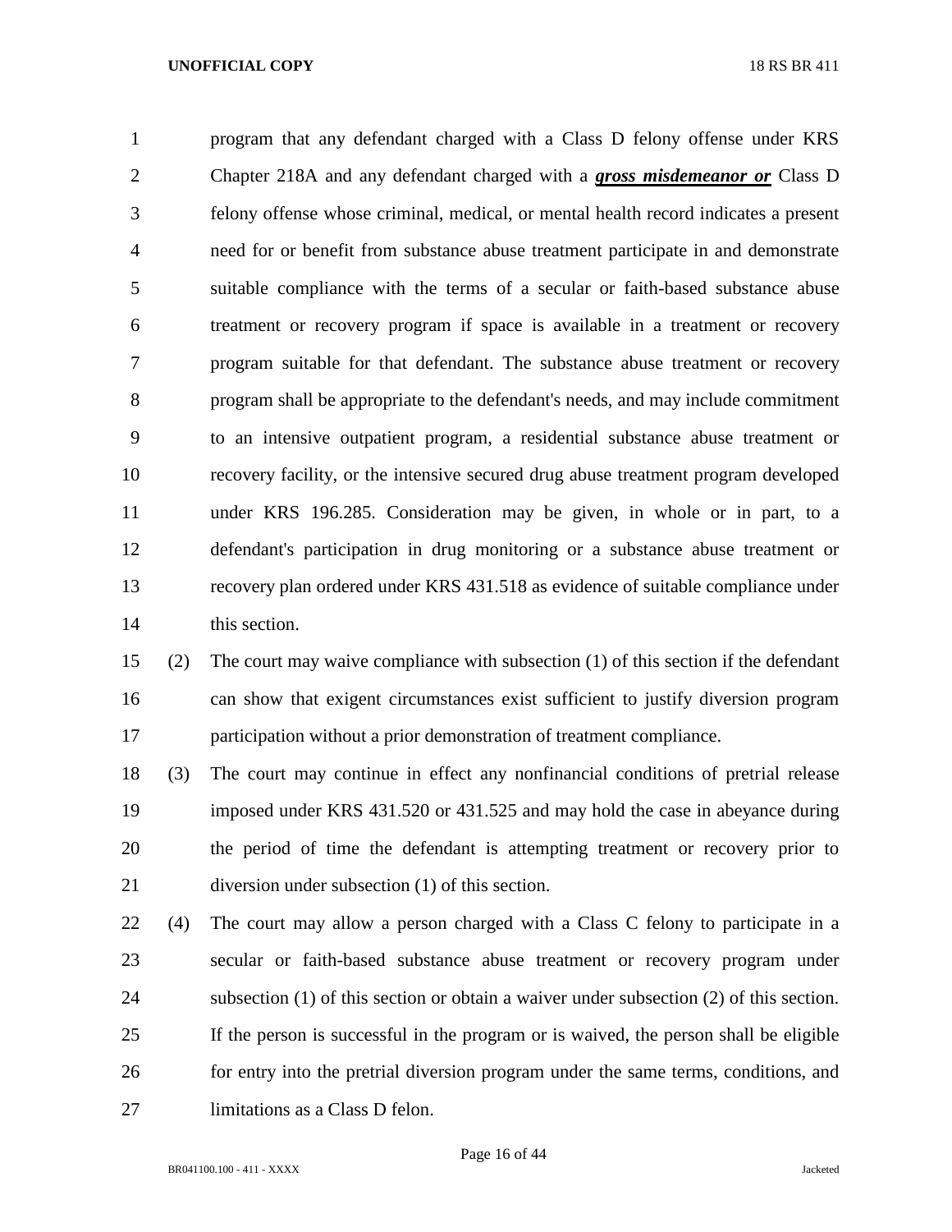program that any defendant charged with a Class D felony offense under KRS Chapter 218A and any defendant charged with a ***gross misdemeanor or*** Class D felony offense whose criminal, medical, or mental health record indicates a present need for or benefit from substance abuse treatment participate in and demonstrate suitable compliance with the terms of a secular or faith-based substance abuse treatment or recovery program if space is available in a treatment or recovery program suitable for that defendant. The substance abuse treatment or recovery program shall be appropriate to the defendant's needs, and may include commitment to an intensive outpatient program, a residential substance abuse treatment or recovery facility, or the intensive secured drug abuse treatment program developed under KRS 196.285. Consideration may be given, in whole or in part, to a defendant's participation in drug monitoring or a substance abuse treatment or recovery plan ordered under KRS 431.518 as evidence of suitable compliance under this section.

(2) The court may waive compliance with subsection (1) of this section if the defendant can show that exigent circumstances exist sufficient to justify diversion program participation without a prior demonstration of treatment compliance.

(3) The court may continue in effect any nonfinancial conditions of pretrial release imposed under KRS 431.520 or 431.525 and may hold the case in abeyance during the period of time the defendant is attempting treatment or recovery prior to diversion under subsection (1) of this section.

(4) The court may allow a person charged with a Class C felony to participate in a secular or faith-based substance abuse treatment or recovery program under subsection (1) of this section or obtain a waiver under subsection (2) of this section. If the person is successful in the program or is waived, the person shall be eligible for entry into the pretrial diversion program under the same terms, conditions, and limitations as a Class D felon.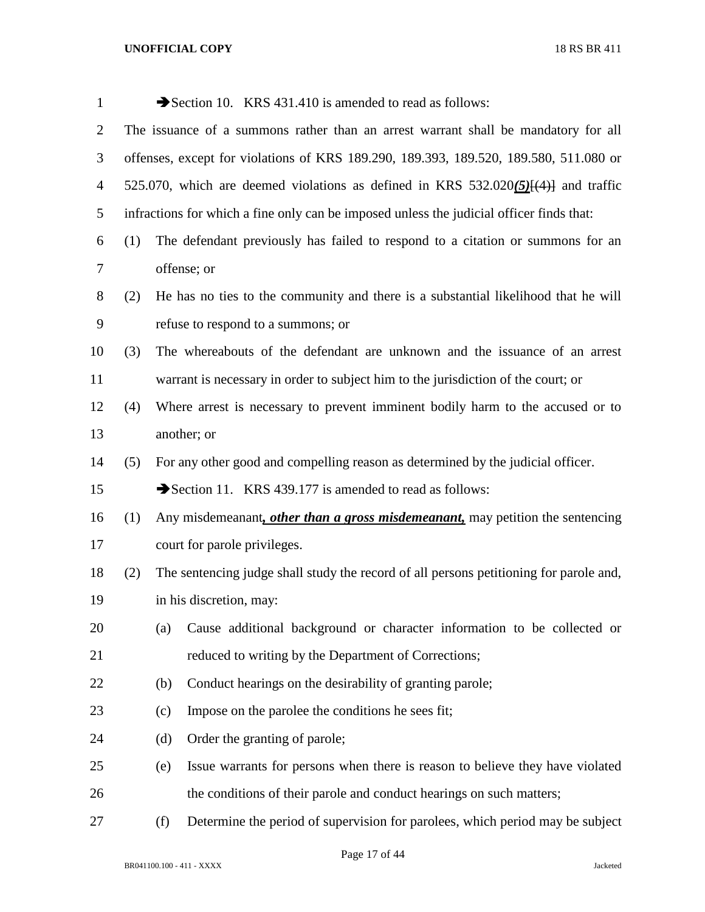➔Section 10. KRS 431.410 is amended to read as follows:

The issuance of a summons rather than an arrest warrant shall be mandatory for all offenses, except for violations of KRS 189.290, 189.393, 189.520, 189.580, 511.080 or 525.070, which are deemed violations as defined in KRS 532.020***(5)***[(4)] and traffic infractions for which a fine only can be imposed unless the judicial officer finds that:

(1) The defendant previously has failed to respond to a citation or summons for an offense; or

(2) He has no ties to the community and there is a substantial likelihood that he will refuse to respond to a summons; or

(3) The whereabouts of the defendant are unknown and the issuance of an arrest warrant is necessary in order to subject him to the jurisdiction of the court; or

(4) Where arrest is necessary to prevent imminent bodily harm to the accused or to another; or

(5) For any other good and compelling reason as determined by the judicial officer.

➔Section 11. KRS 439.177 is amended to read as follows:

(1) Any misdemeanant***, other than a gross misdemeanant,*** may petition the sentencing court for parole privileges.

(2) The sentencing judge shall study the record of all persons petitioning for parole and, in his discretion, may:

(a) Cause additional background or character information to be collected or reduced to writing by the Department of Corrections;

(b) Conduct hearings on the desirability of granting parole;

(c) Impose on the parolee the conditions he sees fit;

(d) Order the granting of parole;

(e) Issue warrants for persons when there is reason to believe they have violated the conditions of their parole and conduct hearings on such matters;

(f) Determine the period of supervision for parolees, which period may be subject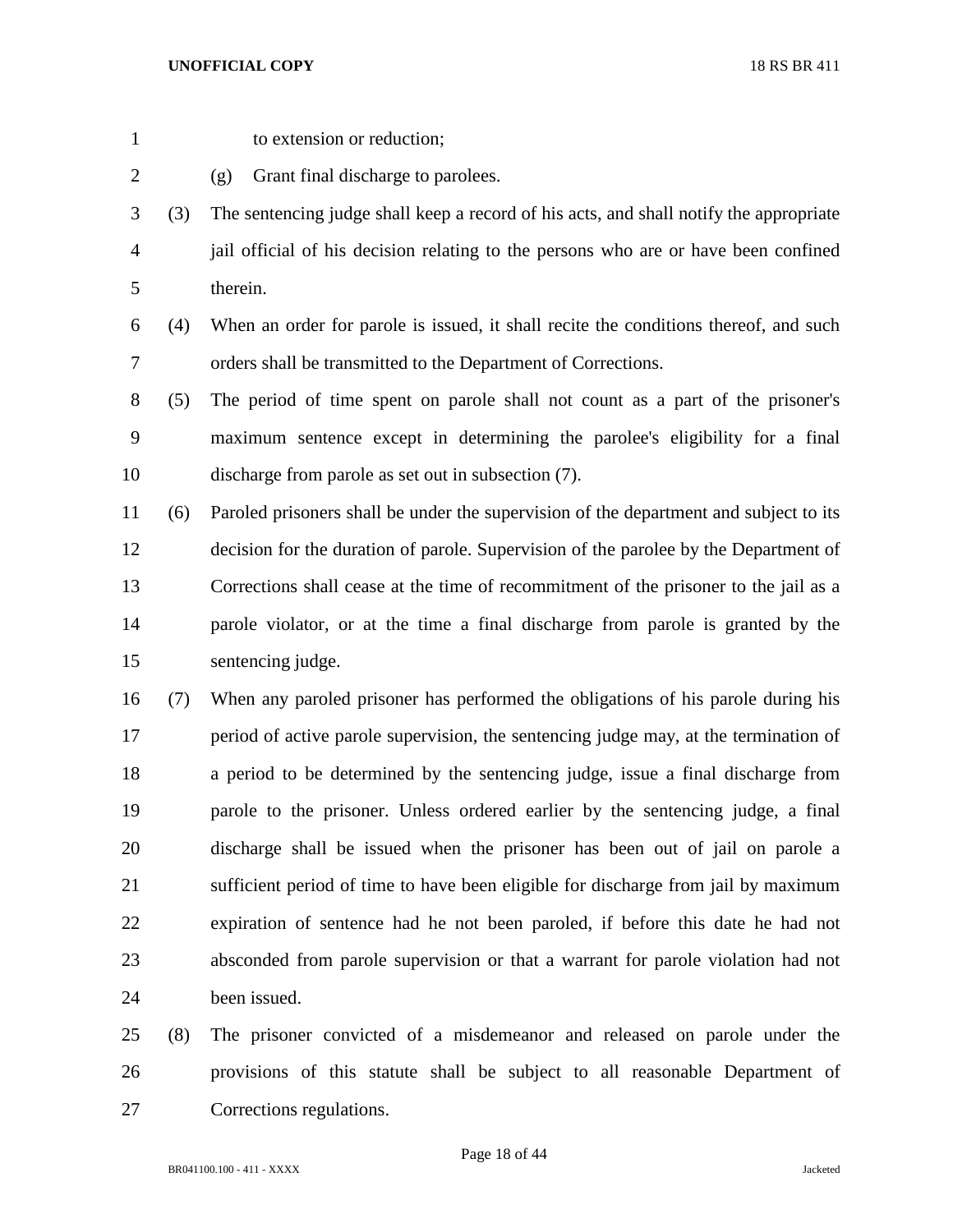to extension or reduction;

(g) Grant final discharge to parolees.

(3) The sentencing judge shall keep a record of his acts, and shall notify the appropriate jail official of his decision relating to the persons who are or have been confined therein.

(4) When an order for parole is issued, it shall recite the conditions thereof, and such orders shall be transmitted to the Department of Corrections.

(5) The period of time spent on parole shall not count as a part of the prisoner's maximum sentence except in determining the parolee's eligibility for a final discharge from parole as set out in subsection (7).

(6) Paroled prisoners shall be under the supervision of the department and subject to its decision for the duration of parole. Supervision of the parolee by the Department of Corrections shall cease at the time of recommitment of the prisoner to the jail as a parole violator, or at the time a final discharge from parole is granted by the sentencing judge.

(7) When any paroled prisoner has performed the obligations of his parole during his period of active parole supervision, the sentencing judge may, at the termination of a period to be determined by the sentencing judge, issue a final discharge from parole to the prisoner. Unless ordered earlier by the sentencing judge, a final discharge shall be issued when the prisoner has been out of jail on parole a sufficient period of time to have been eligible for discharge from jail by maximum expiration of sentence had he not been paroled, if before this date he had not absconded from parole supervision or that a warrant for parole violation had not been issued.

(8) The prisoner convicted of a misdemeanor and released on parole under the provisions of this statute shall be subject to all reasonable Department of Corrections regulations.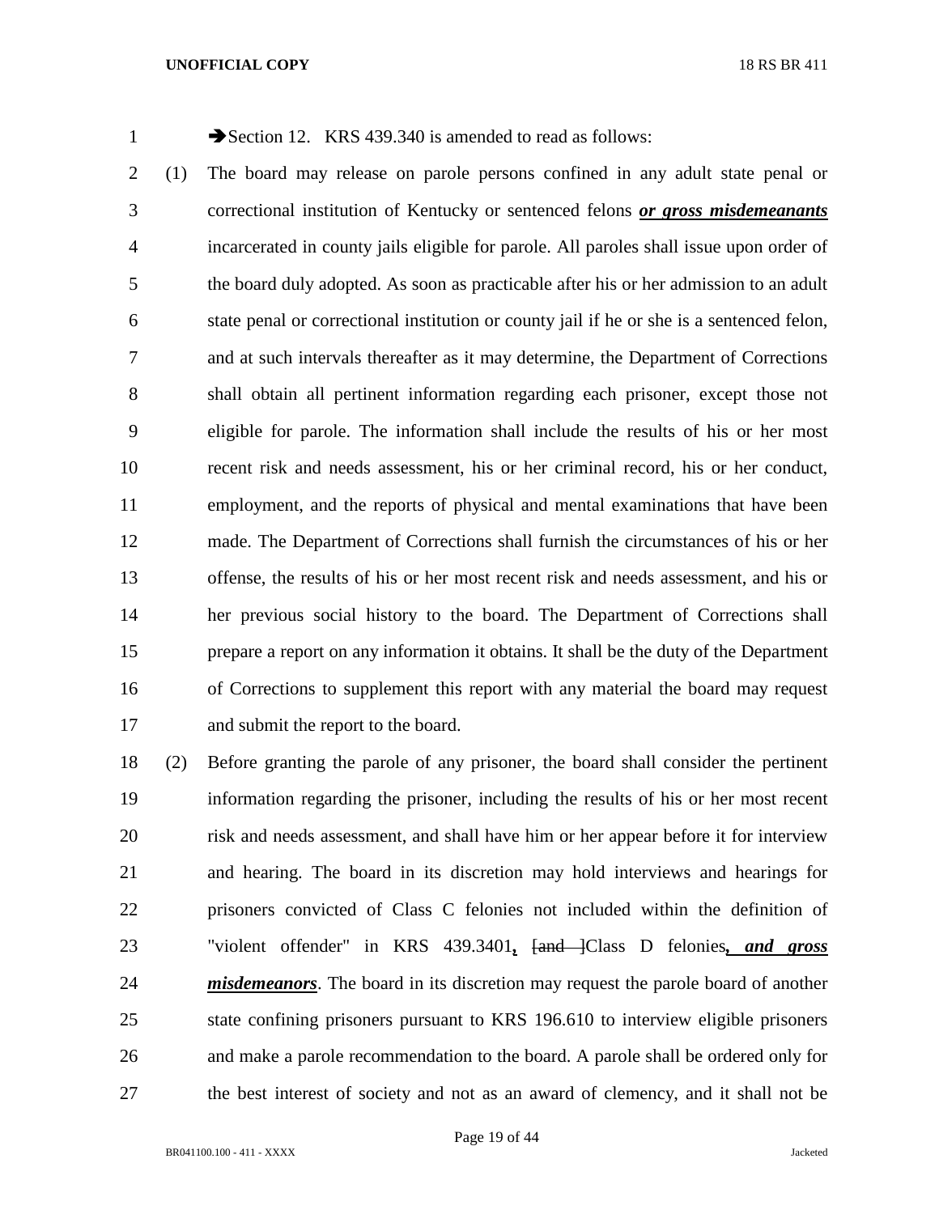➔Section 12. KRS 439.340 is amended to read as follows:

(1) The board may release on parole persons confined in any adult state penal or correctional institution of Kentucky or sentenced felons ***or gross misdemeanants*** incarcerated in county jails eligible for parole. All paroles shall issue upon order of the board duly adopted. As soon as practicable after his or her admission to an adult state penal or correctional institution or county jail if he or she is a sentenced felon, and at such intervals thereafter as it may determine, the Department of Corrections shall obtain all pertinent information regarding each prisoner, except those not eligible for parole. The information shall include the results of his or her most recent risk and needs assessment, his or her criminal record, his or her conduct, employment, and the reports of physical and mental examinations that have been made. The Department of Corrections shall furnish the circumstances of his or her offense, the results of his or her most recent risk and needs assessment, and his or her previous social history to the board. The Department of Corrections shall prepare a report on any information it obtains. It shall be the duty of the Department of Corrections to supplement this report with any material the board may request and submit the report to the board.

(2) Before granting the parole of any prisoner, the board shall consider the pertinent information regarding the prisoner, including the results of his or her most recent risk and needs assessment, and shall have him or her appear before it for interview and hearing. The board in its discretion may hold interviews and hearings for prisoners convicted of Class C felonies not included within the definition of "violent offender" in KRS 439.3401***,*** ~~[and ]~~Class D felonies***, and gross misdemeanors***. The board in its discretion may request the parole board of another state confining prisoners pursuant to KRS 196.610 to interview eligible prisoners and make a parole recommendation to the board. A parole shall be ordered only for the best interest of society and not as an award of clemency, and it shall not be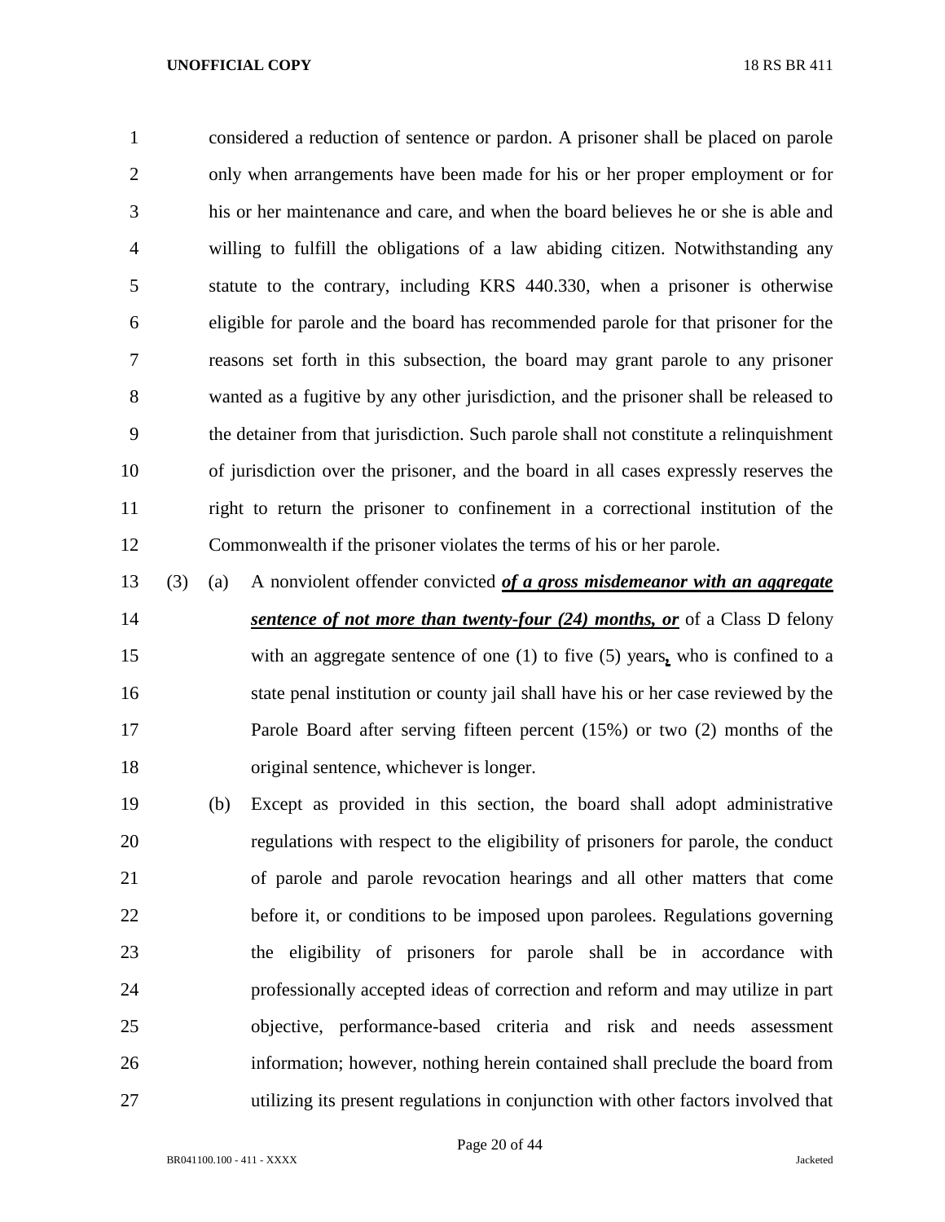considered a reduction of sentence or pardon. A prisoner shall be placed on parole only when arrangements have been made for his or her proper employment or for his or her maintenance and care, and when the board believes he or she is able and willing to fulfill the obligations of a law abiding citizen. Notwithstanding any statute to the contrary, including KRS 440.330, when a prisoner is otherwise eligible for parole and the board has recommended parole for that prisoner for the reasons set forth in this subsection, the board may grant parole to any prisoner wanted as a fugitive by any other jurisdiction, and the prisoner shall be released to the detainer from that jurisdiction. Such parole shall not constitute a relinquishment of jurisdiction over the prisoner, and the board in all cases expressly reserves the right to return the prisoner to confinement in a correctional institution of the Commonwealth if the prisoner violates the terms of his or her parole.

(3) (a) A nonviolent offender convicted ***of a gross misdemeanor with an aggregate sentence of not more than twenty-four (24) months, or*** of a Class D felony with an aggregate sentence of one (1) to five (5) years***,*** who is confined to a state penal institution or county jail shall have his or her case reviewed by the Parole Board after serving fifteen percent (15%) or two (2) months of the original sentence, whichever is longer.

(b) Except as provided in this section, the board shall adopt administrative regulations with respect to the eligibility of prisoners for parole, the conduct of parole and parole revocation hearings and all other matters that come before it, or conditions to be imposed upon parolees. Regulations governing the eligibility of prisoners for parole shall be in accordance with professionally accepted ideas of correction and reform and may utilize in part objective, performance-based criteria and risk and needs assessment information; however, nothing herein contained shall preclude the board from utilizing its present regulations in conjunction with other factors involved that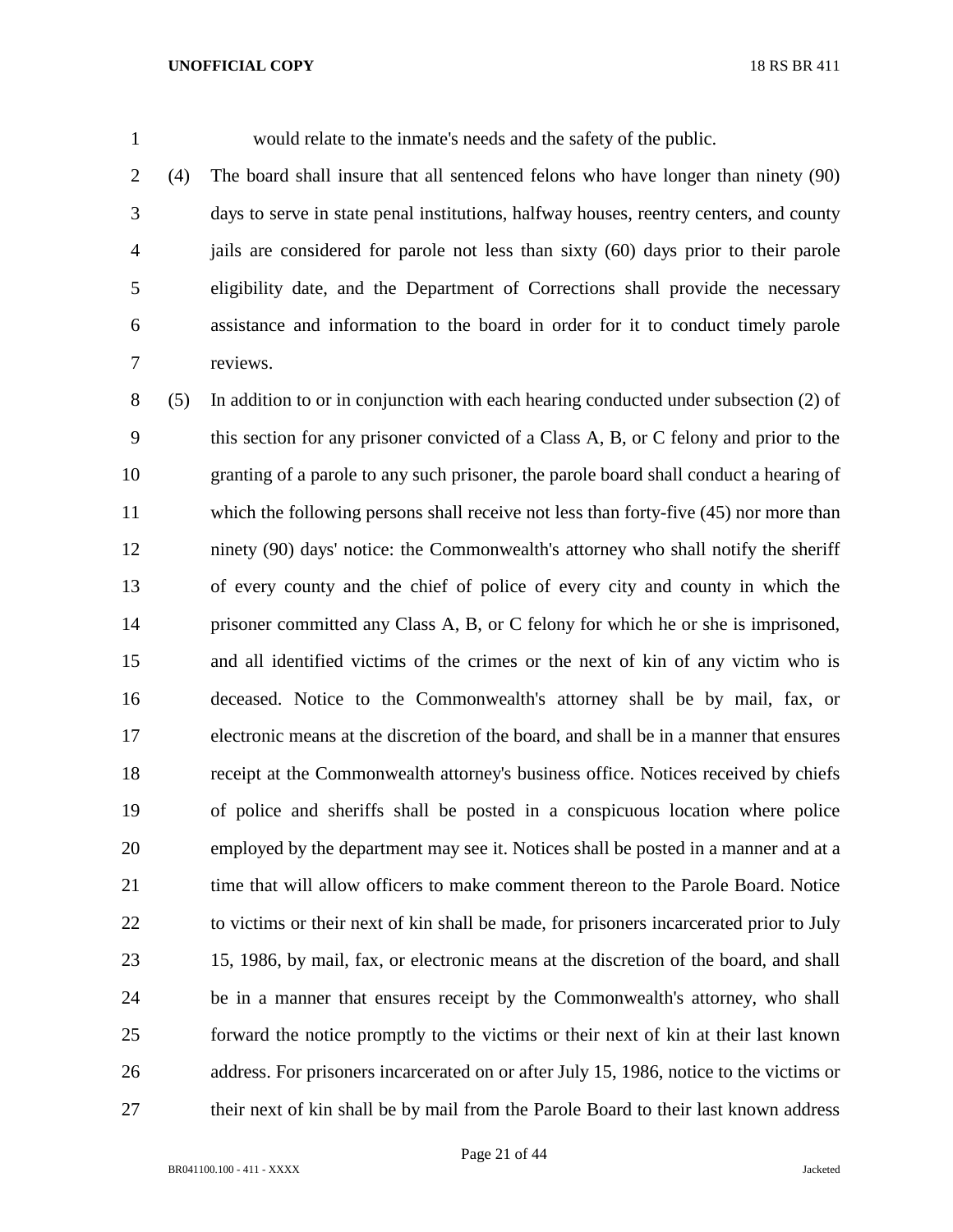would relate to the inmate's needs and the safety of the public.

(4) The board shall insure that all sentenced felons who have longer than ninety (90) days to serve in state penal institutions, halfway houses, reentry centers, and county jails are considered for parole not less than sixty (60) days prior to their parole eligibility date, and the Department of Corrections shall provide the necessary assistance and information to the board in order for it to conduct timely parole reviews.

(5) In addition to or in conjunction with each hearing conducted under subsection (2) of this section for any prisoner convicted of a Class A, B, or C felony and prior to the granting of a parole to any such prisoner, the parole board shall conduct a hearing of which the following persons shall receive not less than forty-five (45) nor more than ninety (90) days' notice: the Commonwealth's attorney who shall notify the sheriff of every county and the chief of police of every city and county in which the prisoner committed any Class A, B, or C felony for which he or she is imprisoned, and all identified victims of the crimes or the next of kin of any victim who is deceased. Notice to the Commonwealth's attorney shall be by mail, fax, or electronic means at the discretion of the board, and shall be in a manner that ensures receipt at the Commonwealth attorney's business office. Notices received by chiefs of police and sheriffs shall be posted in a conspicuous location where police employed by the department may see it. Notices shall be posted in a manner and at a time that will allow officers to make comment thereon to the Parole Board. Notice to victims or their next of kin shall be made, for prisoners incarcerated prior to July 15, 1986, by mail, fax, or electronic means at the discretion of the board, and shall be in a manner that ensures receipt by the Commonwealth's attorney, who shall forward the notice promptly to the victims or their next of kin at their last known address. For prisoners incarcerated on or after July 15, 1986, notice to the victims or their next of kin shall be by mail from the Parole Board to their last known address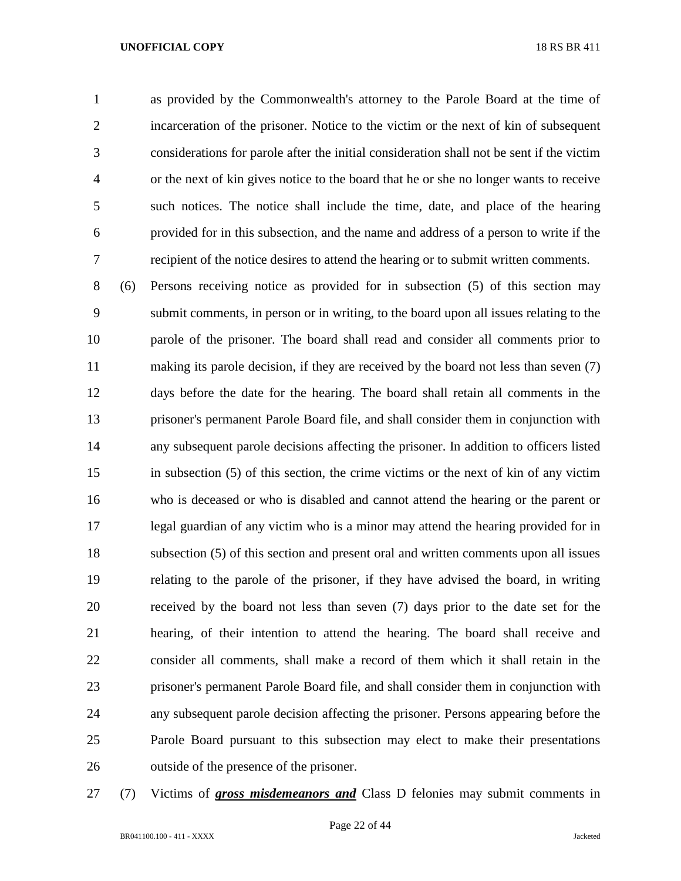as provided by the Commonwealth's attorney to the Parole Board at the time of incarceration of the prisoner. Notice to the victim or the next of kin of subsequent considerations for parole after the initial consideration shall not be sent if the victim or the next of kin gives notice to the board that he or she no longer wants to receive such notices. The notice shall include the time, date, and place of the hearing provided for in this subsection, and the name and address of a person to write if the recipient of the notice desires to attend the hearing or to submit written comments.

(6) Persons receiving notice as provided for in subsection (5) of this section may submit comments, in person or in writing, to the board upon all issues relating to the parole of the prisoner. The board shall read and consider all comments prior to making its parole decision, if they are received by the board not less than seven (7) days before the date for the hearing. The board shall retain all comments in the prisoner's permanent Parole Board file, and shall consider them in conjunction with any subsequent parole decisions affecting the prisoner. In addition to officers listed in subsection (5) of this section, the crime victims or the next of kin of any victim who is deceased or who is disabled and cannot attend the hearing or the parent or legal guardian of any victim who is a minor may attend the hearing provided for in subsection (5) of this section and present oral and written comments upon all issues relating to the parole of the prisoner, if they have advised the board, in writing received by the board not less than seven (7) days prior to the date set for the hearing, of their intention to attend the hearing. The board shall receive and consider all comments, shall make a record of them which it shall retain in the prisoner's permanent Parole Board file, and shall consider them in conjunction with any subsequent parole decision affecting the prisoner. Persons appearing before the Parole Board pursuant to this subsection may elect to make their presentations outside of the presence of the prisoner.

(7) Victims of ***gross misdemeanors and*** Class D felonies may submit comments in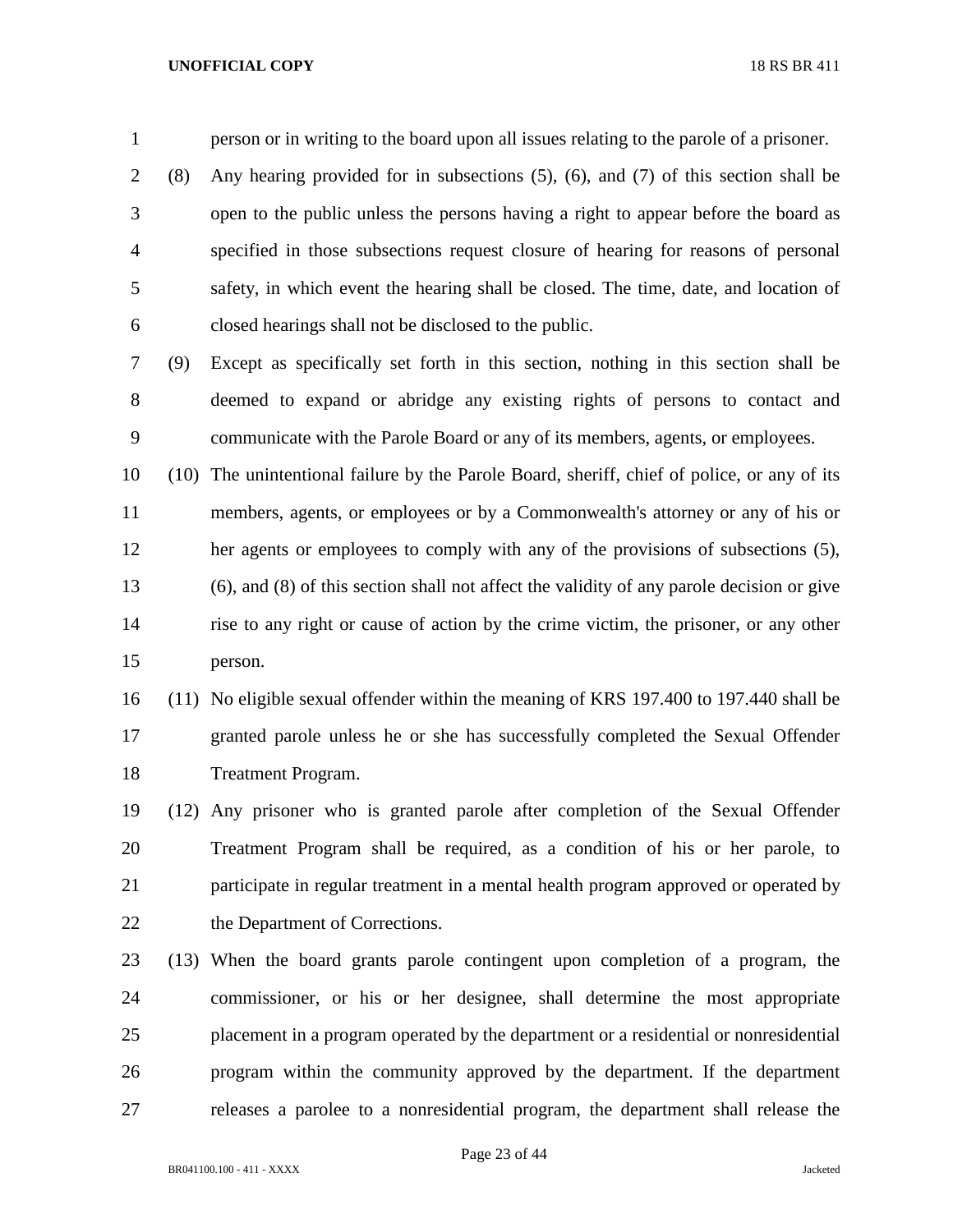person or in writing to the board upon all issues relating to the parole of a prisoner.

(8) Any hearing provided for in subsections (5), (6), and (7) of this section shall be open to the public unless the persons having a right to appear before the board as specified in those subsections request closure of hearing for reasons of personal safety, in which event the hearing shall be closed. The time, date, and location of closed hearings shall not be disclosed to the public.

(9) Except as specifically set forth in this section, nothing in this section shall be deemed to expand or abridge any existing rights of persons to contact and communicate with the Parole Board or any of its members, agents, or employees.

(10) The unintentional failure by the Parole Board, sheriff, chief of police, or any of its members, agents, or employees or by a Commonwealth's attorney or any of his or her agents or employees to comply with any of the provisions of subsections (5), (6), and (8) of this section shall not affect the validity of any parole decision or give rise to any right or cause of action by the crime victim, the prisoner, or any other person.

(11) No eligible sexual offender within the meaning of KRS 197.400 to 197.440 shall be granted parole unless he or she has successfully completed the Sexual Offender Treatment Program.

(12) Any prisoner who is granted parole after completion of the Sexual Offender Treatment Program shall be required, as a condition of his or her parole, to participate in regular treatment in a mental health program approved or operated by the Department of Corrections.

(13) When the board grants parole contingent upon completion of a program, the commissioner, or his or her designee, shall determine the most appropriate placement in a program operated by the department or a residential or nonresidential program within the community approved by the department. If the department releases a parolee to a nonresidential program, the department shall release the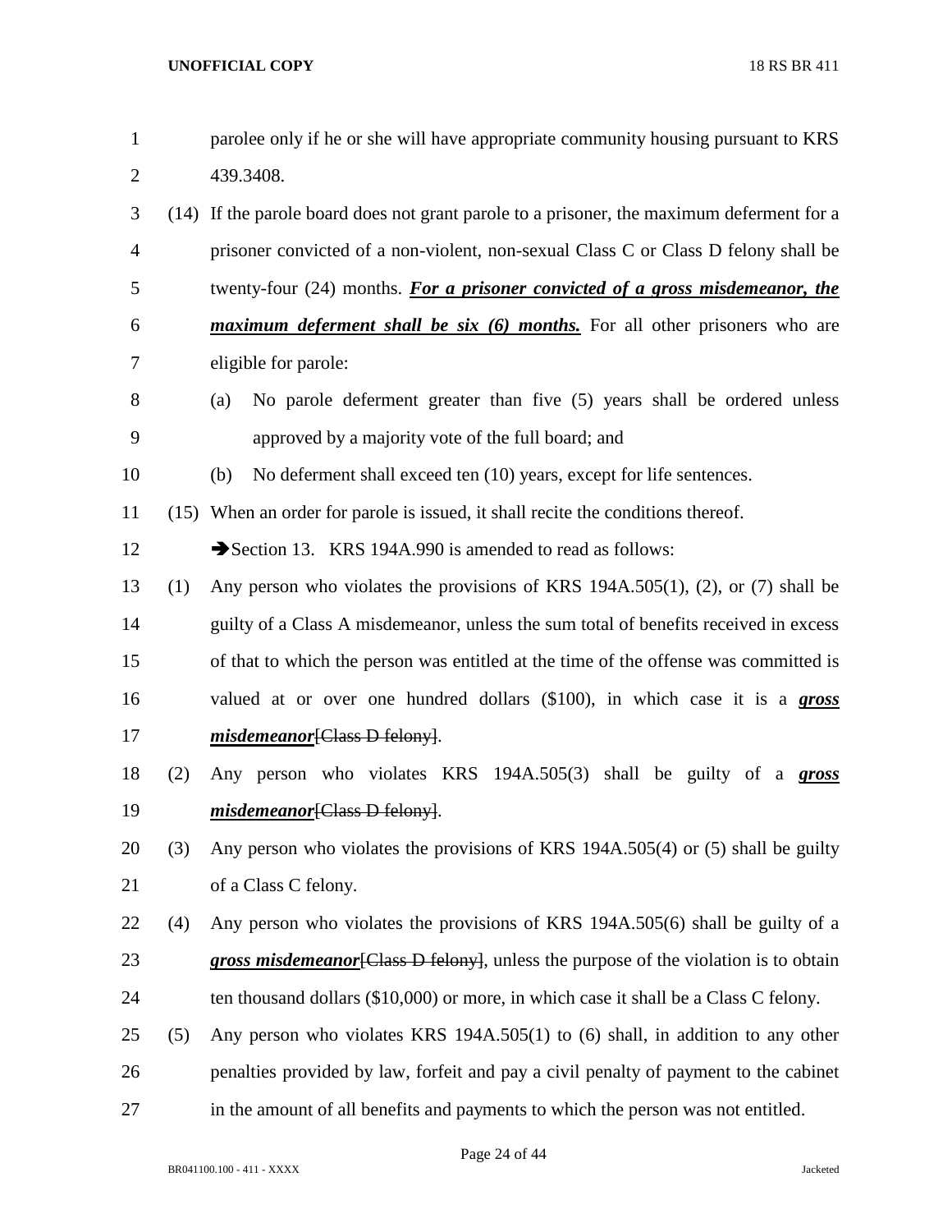parolee only if he or she will have appropriate community housing pursuant to KRS 439.3408.

(14) If the parole board does not grant parole to a prisoner, the maximum deferment for a prisoner convicted of a non-violent, non-sexual Class C or Class D felony shall be twenty-four (24) months. ***For a prisoner convicted of a gross misdemeanor, the maximum deferment shall be six (6) months.*** For all other prisoners who are eligible for parole:

(a) No parole deferment greater than five (5) years shall be ordered unless approved by a majority vote of the full board; and

(b) No deferment shall exceed ten (10) years, except for life sentences.

(15) When an order for parole is issued, it shall recite the conditions thereof.

➔Section 13. KRS 194A.990 is amended to read as follows:

(1) Any person who violates the provisions of KRS 194A.505(1), (2), or (7) shall be guilty of a Class A misdemeanor, unless the sum total of benefits received in excess of that to which the person was entitled at the time of the offense was committed is valued at or over one hundred dollars ($100), in which case it is a ***gross misdemeanor***~~[Class D felony]~~.

(2) Any person who violates KRS 194A.505(3) shall be guilty of a ***gross misdemeanor***~~[Class D felony]~~.

(3) Any person who violates the provisions of KRS 194A.505(4) or (5) shall be guilty of a Class C felony.

(4) Any person who violates the provisions of KRS 194A.505(6) shall be guilty of a ***gross misdemeanor***~~[Class D felony]~~, unless the purpose of the violation is to obtain ten thousand dollars ($10,000) or more, in which case it shall be a Class C felony.

(5) Any person who violates KRS 194A.505(1) to (6) shall, in addition to any other penalties provided by law, forfeit and pay a civil penalty of payment to the cabinet in the amount of all benefits and payments to which the person was not entitled.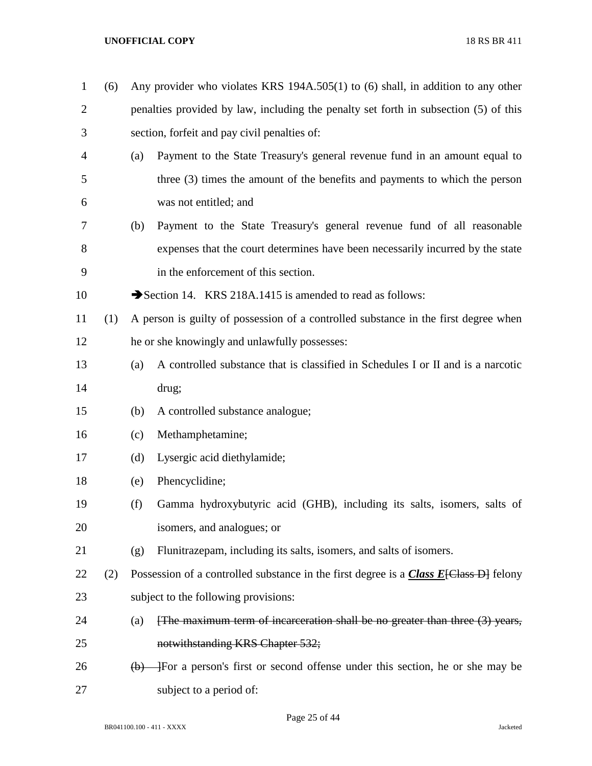(6) Any provider who violates KRS 194A.505(1) to (6) shall, in addition to any other penalties provided by law, including the penalty set forth in subsection (5) of this section, forfeit and pay civil penalties of:

(a) Payment to the State Treasury's general revenue fund in an amount equal to three (3) times the amount of the benefits and payments to which the person was not entitled; and

(b) Payment to the State Treasury's general revenue fund of all reasonable expenses that the court determines have been necessarily incurred by the state in the enforcement of this section.

➔Section 14. KRS 218A.1415 is amended to read as follows:

(1) A person is guilty of possession of a controlled substance in the first degree when he or she knowingly and unlawfully possesses:

(a) A controlled substance that is classified in Schedules I or II and is a narcotic drug;

(b) A controlled substance analogue;

(c) Methamphetamine;

(d) Lysergic acid diethylamide;

(e) Phencyclidine;

(f) Gamma hydroxybutyric acid (GHB), including its salts, isomers, salts of isomers, and analogues; or

(g) Flunitrazepam, including its salts, isomers, and salts of isomers.

(2) Possession of a controlled substance in the first degree is a ***Class E***~~[Class D]~~ felony subject to the following provisions:

(a) ~~[The maximum term of incarceration shall be no greater than three (3) years, notwithstanding KRS Chapter 532;~~

~~(b) ]~~For a person's first or second offense under this section, he or she may be subject to a period of: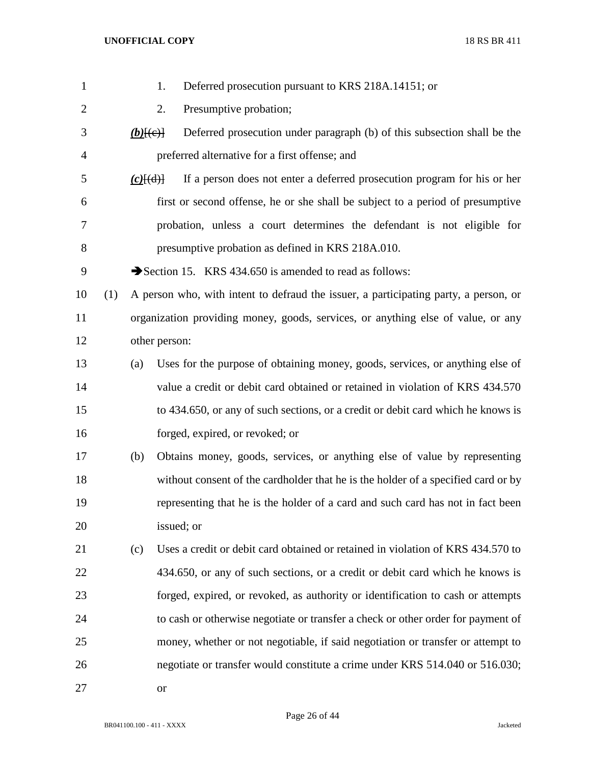1. Deferred prosecution pursuant to KRS 218A.14151; or

2. Presumptive probation;

***(b)***[(c)] Deferred prosecution under paragraph (b) of this subsection shall be the preferred alternative for a first offense; and

***(c)***[(d)] If a person does not enter a deferred prosecution program for his or her first or second offense, he or she shall be subject to a period of presumptive probation, unless a court determines the defendant is not eligible for presumptive probation as defined in KRS 218A.010.

➔Section 15. KRS 434.650 is amended to read as follows:

(1) A person who, with intent to defraud the issuer, a participating party, a person, or organization providing money, goods, services, or anything else of value, or any other person:

(a) Uses for the purpose of obtaining money, goods, services, or anything else of value a credit or debit card obtained or retained in violation of KRS 434.570 to 434.650, or any of such sections, or a credit or debit card which he knows is forged, expired, or revoked; or

(b) Obtains money, goods, services, or anything else of value by representing without consent of the cardholder that he is the holder of a specified card or by representing that he is the holder of a card and such card has not in fact been issued; or

(c) Uses a credit or debit card obtained or retained in violation of KRS 434.570 to 434.650, or any of such sections, or a credit or debit card which he knows is forged, expired, or revoked, as authority or identification to cash or attempts to cash or otherwise negotiate or transfer a check or other order for payment of money, whether or not negotiable, if said negotiation or transfer or attempt to negotiate or transfer would constitute a crime under KRS 514.040 or 516.030; or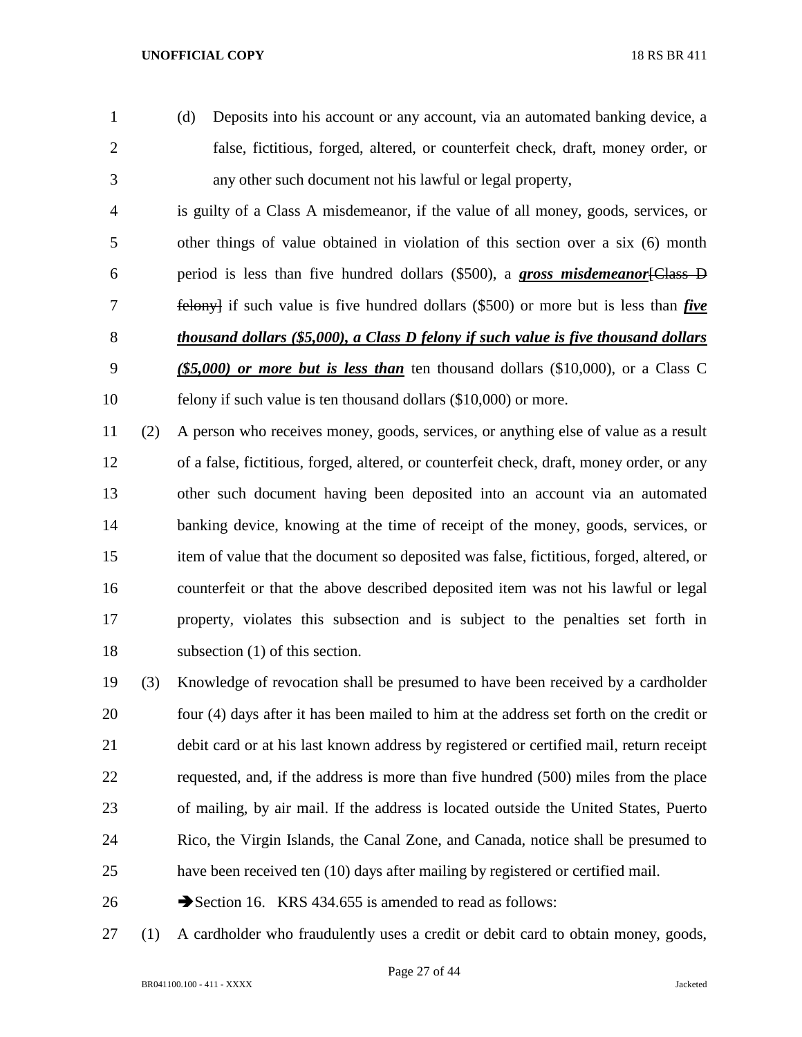(d) Deposits into his account or any account, via an automated banking device, a false, fictitious, forged, altered, or counterfeit check, draft, money order, or any other such document not his lawful or legal property,

is guilty of a Class A misdemeanor, if the value of all money, goods, services, or other things of value obtained in violation of this section over a six (6) month period is less than five hundred dollars ($500), a ***gross misdemeanor***[~~Class D felony~~] if such value is five hundred dollars ($500) or more but is less than ***five thousand dollars ($5,000), a Class D felony if such value is five thousand dollars ($5,000) or more but is less than*** ten thousand dollars ($10,000), or a Class C felony if such value is ten thousand dollars ($10,000) or more.

(2) A person who receives money, goods, services, or anything else of value as a result of a false, fictitious, forged, altered, or counterfeit check, draft, money order, or any other such document having been deposited into an account via an automated banking device, knowing at the time of receipt of the money, goods, services, or item of value that the document so deposited was false, fictitious, forged, altered, or counterfeit or that the above described deposited item was not his lawful or legal property, violates this subsection and is subject to the penalties set forth in subsection (1) of this section.

(3) Knowledge of revocation shall be presumed to have been received by a cardholder four (4) days after it has been mailed to him at the address set forth on the credit or debit card or at his last known address by registered or certified mail, return receipt requested, and, if the address is more than five hundred (500) miles from the place of mailing, by air mail. If the address is located outside the United States, Puerto Rico, the Virgin Islands, the Canal Zone, and Canada, notice shall be presumed to have been received ten (10) days after mailing by registered or certified mail.

➔Section 16. KRS 434.655 is amended to read as follows:

(1) A cardholder who fraudulently uses a credit or debit card to obtain money, goods,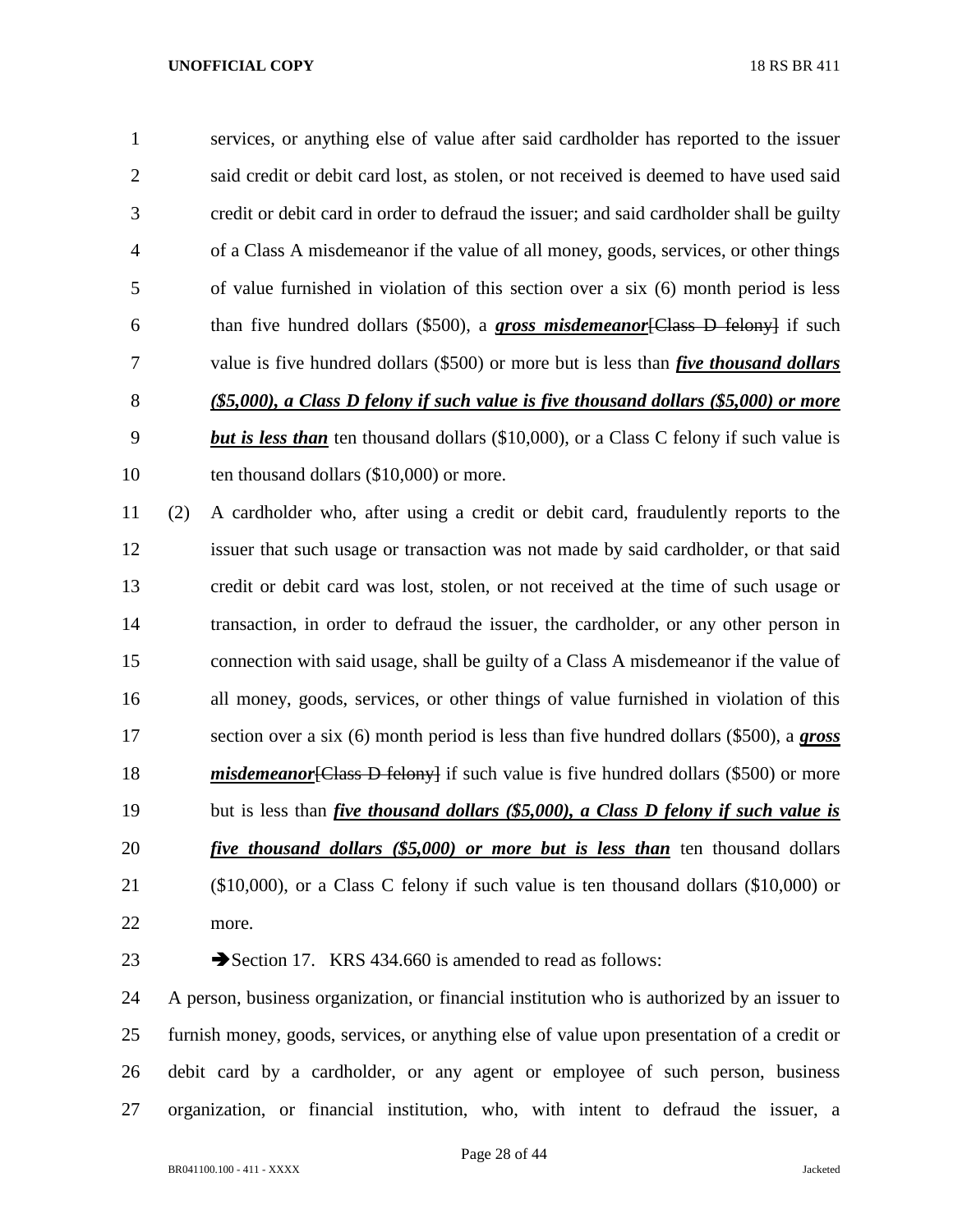services, or anything else of value after said cardholder has reported to the issuer said credit or debit card lost, as stolen, or not received is deemed to have used said credit or debit card in order to defraud the issuer; and said cardholder shall be guilty of a Class A misdemeanor if the value of all money, goods, services, or other things of value furnished in violation of this section over a six (6) month period is less than five hundred dollars ($500), a ***gross misdemeanor***[~~Class D felony~~] if such value is five hundred dollars ($500) or more but is less than ***five thousand dollars ($5,000), a Class D felony if such value is five thousand dollars ($5,000) or more but is less than*** ten thousand dollars ($10,000), or a Class C felony if such value is ten thousand dollars ($10,000) or more.

(2) A cardholder who, after using a credit or debit card, fraudulently reports to the issuer that such usage or transaction was not made by said cardholder, or that said credit or debit card was lost, stolen, or not received at the time of such usage or transaction, in order to defraud the issuer, the cardholder, or any other person in connection with said usage, shall be guilty of a Class A misdemeanor if the value of all money, goods, services, or other things of value furnished in violation of this section over a six (6) month period is less than five hundred dollars ($500), a ***gross misdemeanor***[~~Class D felony~~] if such value is five hundred dollars ($500) or more but is less than ***five thousand dollars ($5,000), a Class D felony if such value is five thousand dollars ($5,000) or more but is less than*** ten thousand dollars ($10,000), or a Class C felony if such value is ten thousand dollars ($10,000) or more.

➔Section 17. KRS 434.660 is amended to read as follows:

A person, business organization, or financial institution who is authorized by an issuer to furnish money, goods, services, or anything else of value upon presentation of a credit or debit card by a cardholder, or any agent or employee of such person, business organization, or financial institution, who, with intent to defraud the issuer, a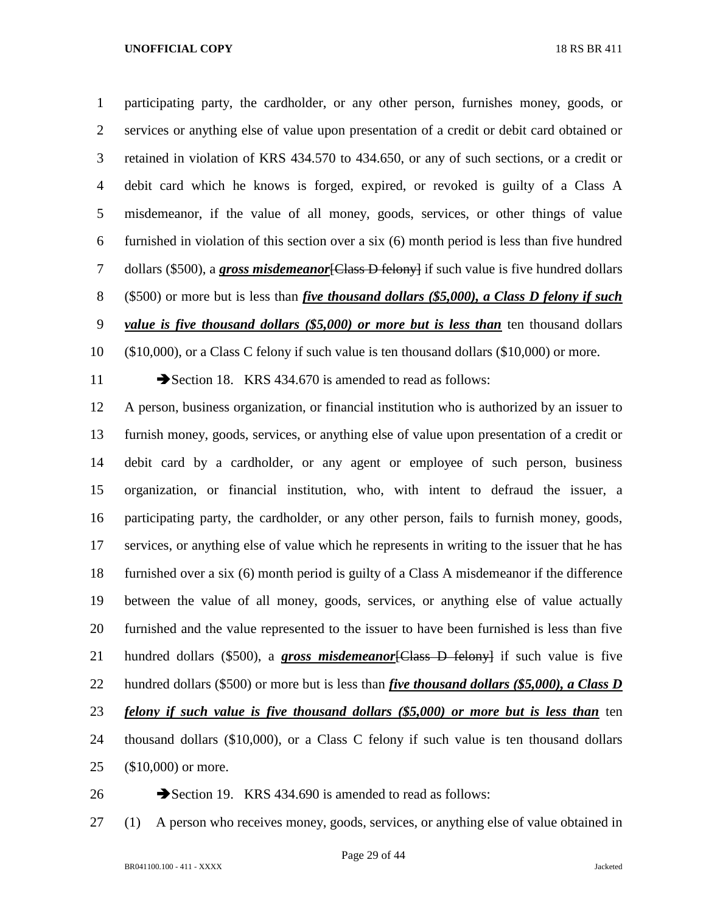participating party, the cardholder, or any other person, furnishes money, goods, or services or anything else of value upon presentation of a credit or debit card obtained or retained in violation of KRS 434.570 to 434.650, or any of such sections, or a credit or debit card which he knows is forged, expired, or revoked is guilty of a Class A misdemeanor, if the value of all money, goods, services, or other things of value furnished in violation of this section over a six (6) month period is less than five hundred dollars ($500), a ***gross misdemeanor***~~[Class D felony]~~ if such value is five hundred dollars ($500) or more but is less than ***five thousand dollars ($5,000), a Class D felony if such value is five thousand dollars ($5,000) or more but is less than*** ten thousand dollars ($10,000), or a Class C felony if such value is ten thousand dollars ($10,000) or more.

➔Section 18. KRS 434.670 is amended to read as follows:

A person, business organization, or financial institution who is authorized by an issuer to furnish money, goods, services, or anything else of value upon presentation of a credit or debit card by a cardholder, or any agent or employee of such person, business organization, or financial institution, who, with intent to defraud the issuer, a participating party, the cardholder, or any other person, fails to furnish money, goods, services, or anything else of value which he represents in writing to the issuer that he has furnished over a six (6) month period is guilty of a Class A misdemeanor if the difference between the value of all money, goods, services, or anything else of value actually furnished and the value represented to the issuer to have been furnished is less than five hundred dollars ($500), a ***gross misdemeanor***~~[Class D felony]~~ if such value is five hundred dollars ($500) or more but is less than ***five thousand dollars ($5,000), a Class D felony if such value is five thousand dollars ($5,000) or more but is less than*** ten thousand dollars ($10,000), or a Class C felony if such value is ten thousand dollars ($10,000) or more.

➔Section 19. KRS 434.690 is amended to read as follows:

(1) A person who receives money, goods, services, or anything else of value obtained in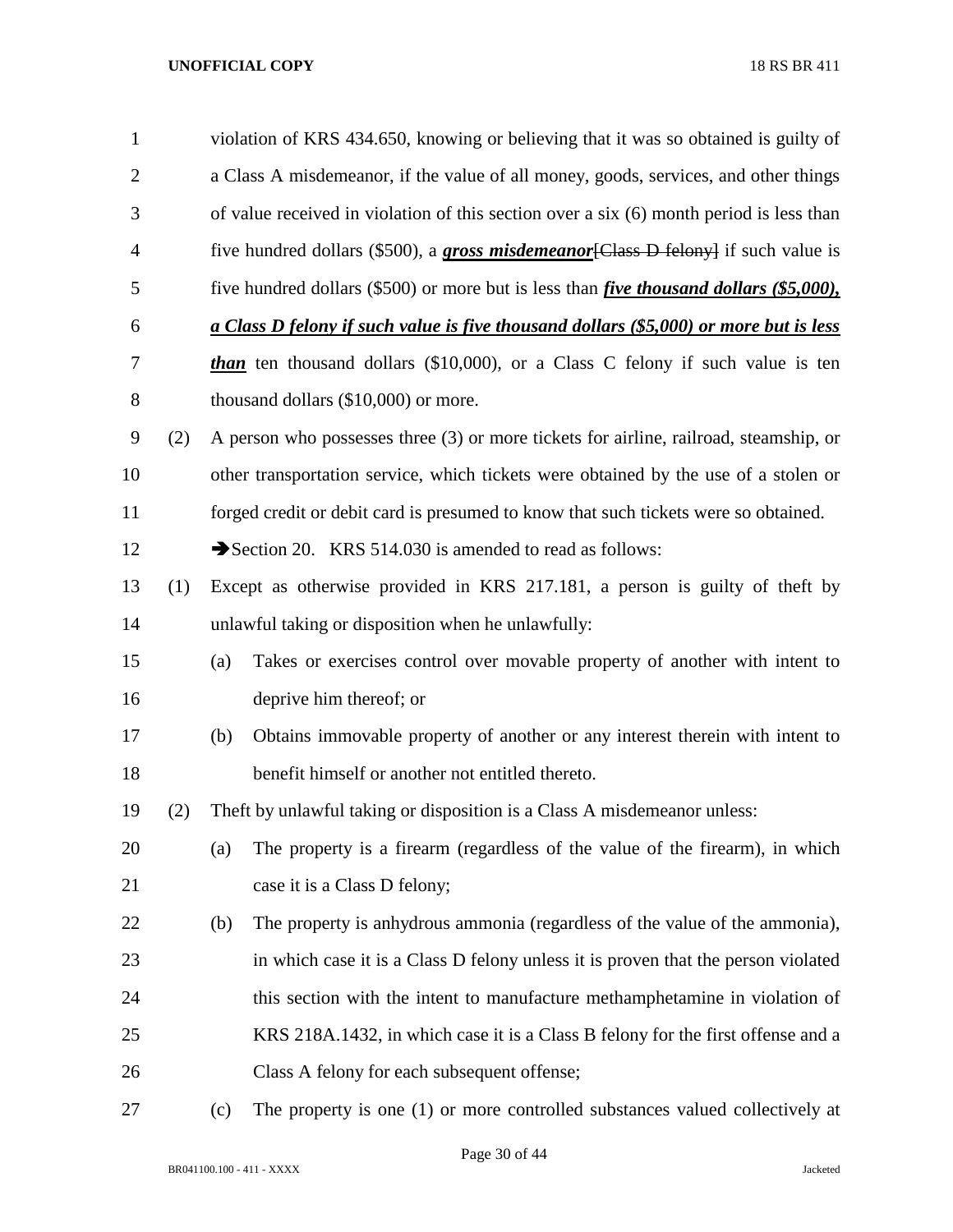violation of KRS 434.650, knowing or believing that it was so obtained is guilty of a Class A misdemeanor, if the value of all money, goods, services, and other things of value received in violation of this section over a six (6) month period is less than five hundred dollars ($500), a ***gross misdemeanor***[~~Class D felony~~] if such value is five hundred dollars ($500) or more but is less than ***five thousand dollars ($5,000), a Class D felony if such value is five thousand dollars ($5,000) or more but is less than*** ten thousand dollars ($10,000), or a Class C felony if such value is ten thousand dollars ($10,000) or more.

(2) A person who possesses three (3) or more tickets for airline, railroad, steamship, or other transportation service, which tickets were obtained by the use of a stolen or forged credit or debit card is presumed to know that such tickets were so obtained.

➔Section 20. KRS 514.030 is amended to read as follows:

(1) Except as otherwise provided in KRS 217.181, a person is guilty of theft by unlawful taking or disposition when he unlawfully:

(a) Takes or exercises control over movable property of another with intent to deprive him thereof; or

(b) Obtains immovable property of another or any interest therein with intent to benefit himself or another not entitled thereto.

(2) Theft by unlawful taking or disposition is a Class A misdemeanor unless:

(a) The property is a firearm (regardless of the value of the firearm), in which case it is a Class D felony;

(b) The property is anhydrous ammonia (regardless of the value of the ammonia), in which case it is a Class D felony unless it is proven that the person violated this section with the intent to manufacture methamphetamine in violation of KRS 218A.1432, in which case it is a Class B felony for the first offense and a Class A felony for each subsequent offense;

(c) The property is one (1) or more controlled substances valued collectively at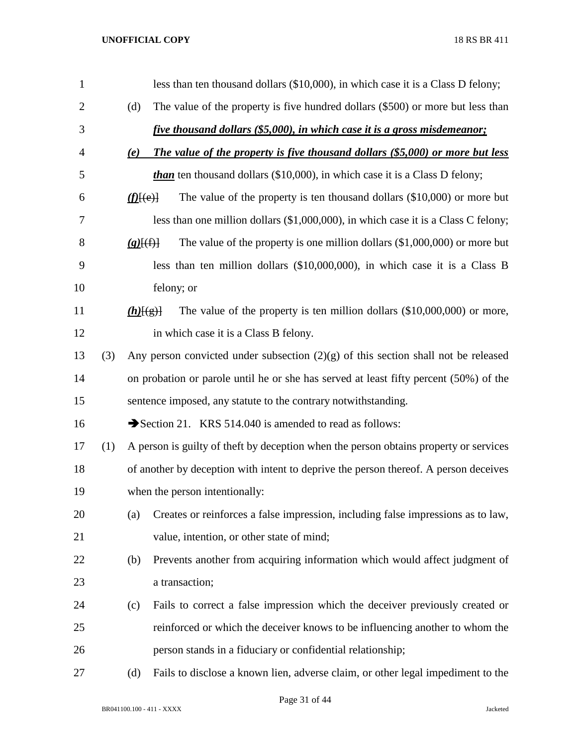less than ten thousand dollars ($10,000), in which case it is a Class D felony;

(d) The value of the property is five hundred dollars ($500) or more but less than ***five thousand dollars ($5,000), in which case it is a gross misdemeanor;***

***(e) The value of the property is five thousand dollars ($5,000) or more but less than*** ten thousand dollars ($10,000), in which case it is a Class D felony;

***(f)***[(e)] The value of the property is ten thousand dollars ($10,000) or more but less than one million dollars ($1,000,000), in which case it is a Class C felony;

***(g)***[(f)] The value of the property is one million dollars ($1,000,000) or more but less than ten million dollars ($10,000,000), in which case it is a Class B felony; or

***(h)***[(g)] The value of the property is ten million dollars ($10,000,000) or more, in which case it is a Class B felony.

(3) Any person convicted under subsection (2)(g) of this section shall not be released on probation or parole until he or she has served at least fifty percent (50%) of the sentence imposed, any statute to the contrary notwithstanding.

➔Section 21. KRS 514.040 is amended to read as follows:

(1) A person is guilty of theft by deception when the person obtains property or services of another by deception with intent to deprive the person thereof. A person deceives when the person intentionally:

(a) Creates or reinforces a false impression, including false impressions as to law, value, intention, or other state of mind;

(b) Prevents another from acquiring information which would affect judgment of a transaction;

(c) Fails to correct a false impression which the deceiver previously created or reinforced or which the deceiver knows to be influencing another to whom the person stands in a fiduciary or confidential relationship;

(d) Fails to disclose a known lien, adverse claim, or other legal impediment to the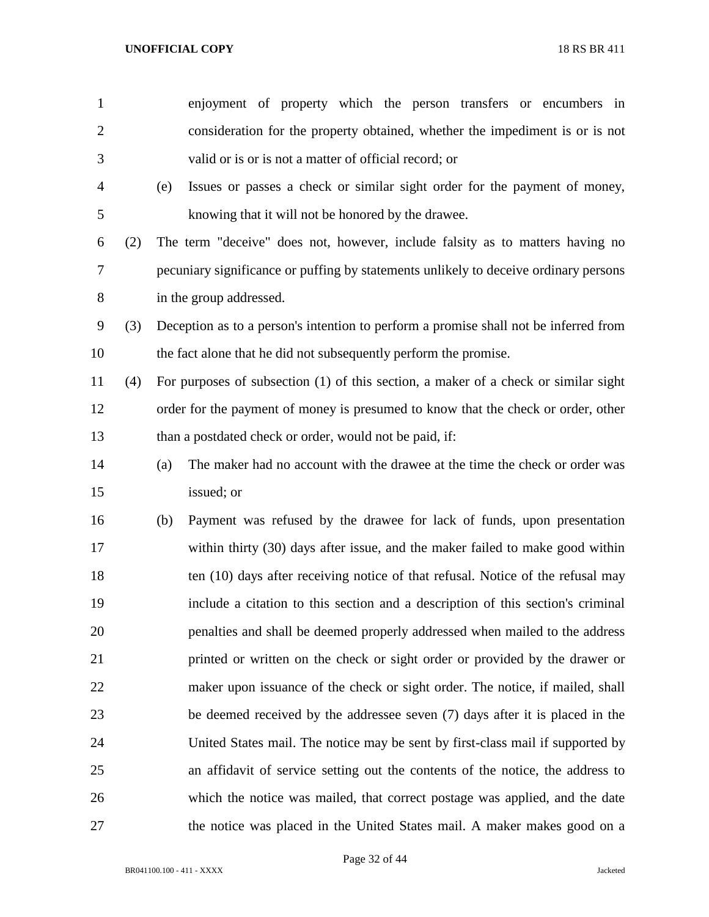enjoyment of property which the person transfers or encumbers in consideration for the property obtained, whether the impediment is or is not valid or is or is not a matter of official record; or

(e) Issues or passes a check or similar sight order for the payment of money, knowing that it will not be honored by the drawee.

(2) The term "deceive" does not, however, include falsity as to matters having no pecuniary significance or puffing by statements unlikely to deceive ordinary persons in the group addressed.

(3) Deception as to a person's intention to perform a promise shall not be inferred from the fact alone that he did not subsequently perform the promise.

(4) For purposes of subsection (1) of this section, a maker of a check or similar sight order for the payment of money is presumed to know that the check or order, other than a postdated check or order, would not be paid, if:

(a) The maker had no account with the drawee at the time the check or order was issued; or

(b) Payment was refused by the drawee for lack of funds, upon presentation within thirty (30) days after issue, and the maker failed to make good within ten (10) days after receiving notice of that refusal. Notice of the refusal may include a citation to this section and a description of this section's criminal penalties and shall be deemed properly addressed when mailed to the address printed or written on the check or sight order or provided by the drawer or maker upon issuance of the check or sight order. The notice, if mailed, shall be deemed received by the addressee seven (7) days after it is placed in the United States mail. The notice may be sent by first-class mail if supported by an affidavit of service setting out the contents of the notice, the address to which the notice was mailed, that correct postage was applied, and the date the notice was placed in the United States mail. A maker makes good on a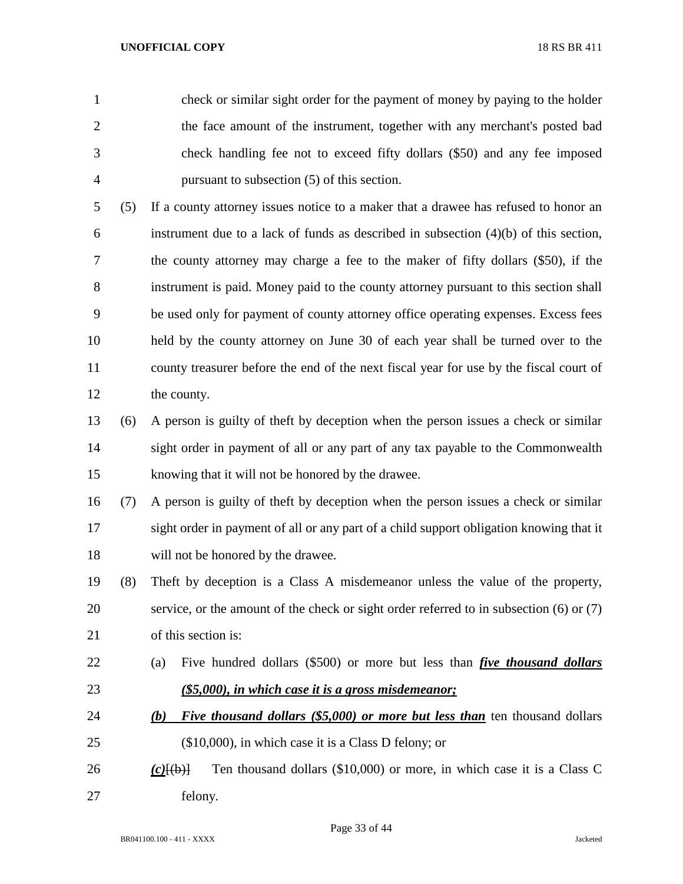check or similar sight order for the payment of money by paying to the holder the face amount of the instrument, together with any merchant's posted bad check handling fee not to exceed fifty dollars ($50) and any fee imposed pursuant to subsection (5) of this section.

(5) If a county attorney issues notice to a maker that a drawee has refused to honor an instrument due to a lack of funds as described in subsection (4)(b) of this section, the county attorney may charge a fee to the maker of fifty dollars ($50), if the instrument is paid. Money paid to the county attorney pursuant to this section shall be used only for payment of county attorney office operating expenses. Excess fees held by the county attorney on June 30 of each year shall be turned over to the county treasurer before the end of the next fiscal year for use by the fiscal court of the county.

(6) A person is guilty of theft by deception when the person issues a check or similar sight order in payment of all or any part of any tax payable to the Commonwealth knowing that it will not be honored by the drawee.

(7) A person is guilty of theft by deception when the person issues a check or similar sight order in payment of all or any part of a child support obligation knowing that it will not be honored by the drawee.

(8) Theft by deception is a Class A misdemeanor unless the value of the property, service, or the amount of the check or sight order referred to in subsection (6) or (7) of this section is:

(a) Five hundred dollars ($500) or more but less than ***five thousand dollars ($5,000), in which case it is a gross misdemeanor;***

***(b) Five thousand dollars ($5,000) or more but less than*** ten thousand dollars ($10,000), in which case it is a Class D felony; or

***(c)***[(b)] Ten thousand dollars ($10,000) or more, in which case it is a Class C felony.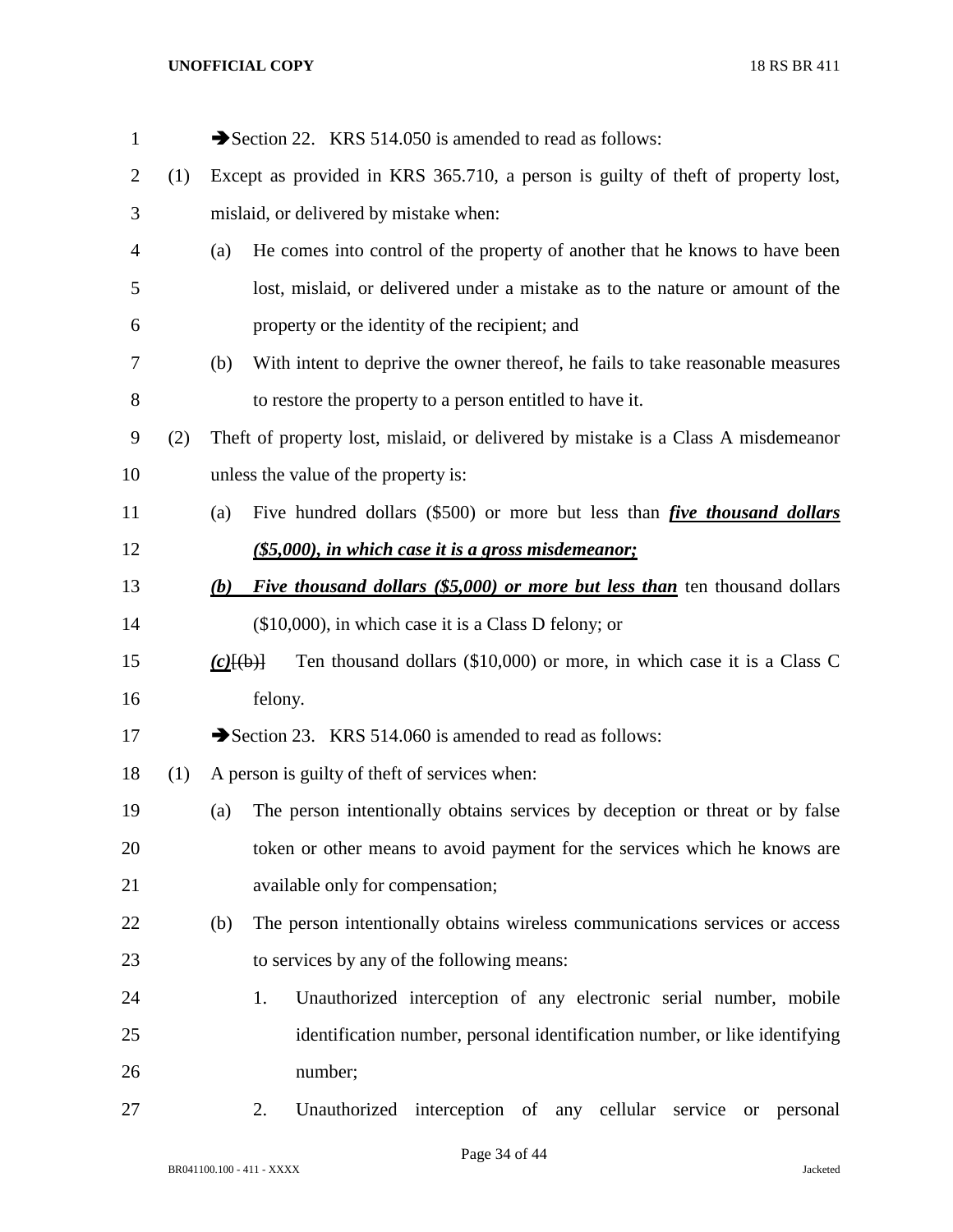➔Section 22. KRS 514.050 is amended to read as follows:

(1) Except as provided in KRS 365.710, a person is guilty of theft of property lost, mislaid, or delivered by mistake when:

(a) He comes into control of the property of another that he knows to have been lost, mislaid, or delivered under a mistake as to the nature or amount of the property or the identity of the recipient; and

(b) With intent to deprive the owner thereof, he fails to take reasonable measures to restore the property to a person entitled to have it.

(2) Theft of property lost, mislaid, or delivered by mistake is a Class A misdemeanor unless the value of the property is:

(a) Five hundred dollars ($500) or more but less than ***five thousand dollars ($5,000), in which case it is a gross misdemeanor;***

***(b) Five thousand dollars ($5,000) or more but less than*** ten thousand dollars ($10,000), in which case it is a Class D felony; or

***(c)***~~[(b)]~~ Ten thousand dollars ($10,000) or more, in which case it is a Class C felony.

➔Section 23. KRS 514.060 is amended to read as follows:

(1) A person is guilty of theft of services when:

(a) The person intentionally obtains services by deception or threat or by false token or other means to avoid payment for the services which he knows are available only for compensation;

(b) The person intentionally obtains wireless communications services or access to services by any of the following means:

1. Unauthorized interception of any electronic serial number, mobile identification number, personal identification number, or like identifying number;

2. Unauthorized interception of any cellular service or personal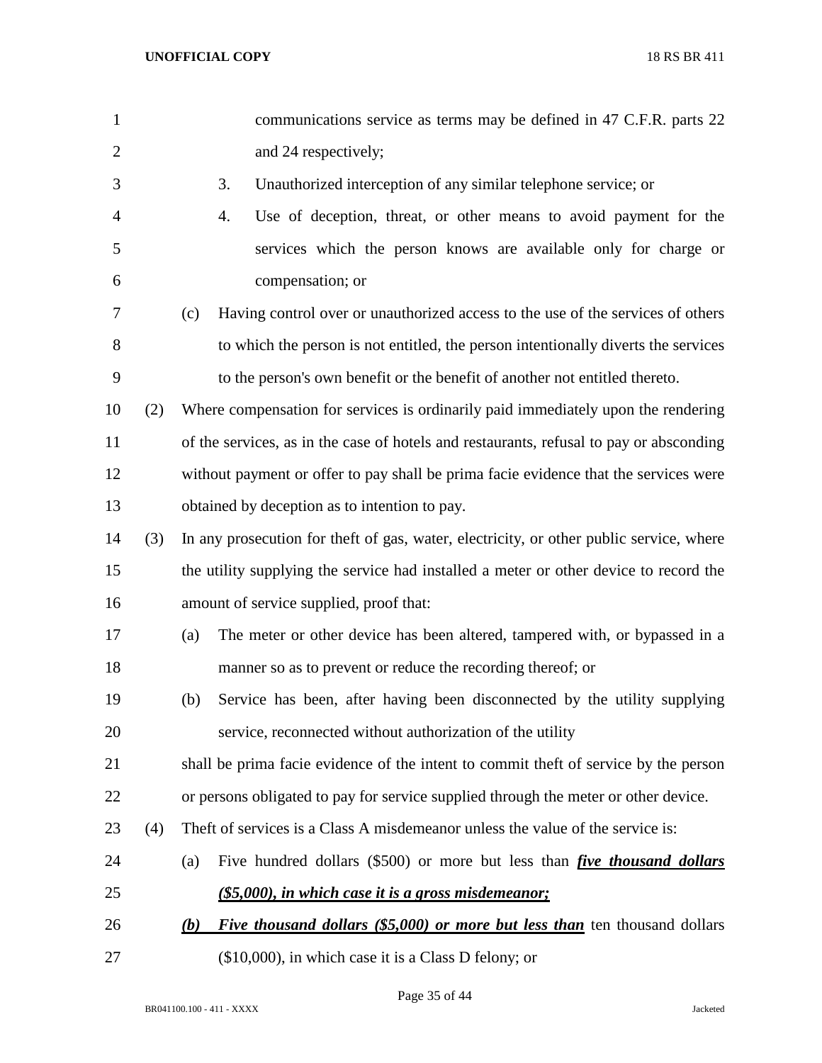communications service as terms may be defined in 47 C.F.R. parts 22 and 24 respectively;

3. Unauthorized interception of any similar telephone service; or

4. Use of deception, threat, or other means to avoid payment for the services which the person knows are available only for charge or compensation; or

(c) Having control over or unauthorized access to the use of the services of others to which the person is not entitled, the person intentionally diverts the services to the person's own benefit or the benefit of another not entitled thereto.

(2) Where compensation for services is ordinarily paid immediately upon the rendering of the services, as in the case of hotels and restaurants, refusal to pay or absconding without payment or offer to pay shall be prima facie evidence that the services were obtained by deception as to intention to pay.

(3) In any prosecution for theft of gas, water, electricity, or other public service, where the utility supplying the service had installed a meter or other device to record the amount of service supplied, proof that:

(a) The meter or other device has been altered, tampered with, or bypassed in a manner so as to prevent or reduce the recording thereof; or

(b) Service has been, after having been disconnected by the utility supplying service, reconnected without authorization of the utility

shall be prima facie evidence of the intent to commit theft of service by the person or persons obligated to pay for service supplied through the meter or other device.

(4) Theft of services is a Class A misdemeanor unless the value of the service is:

(a) Five hundred dollars ($500) or more but less than ***<u>five thousand dollars ($5,000), in which case it is a gross misdemeanor;</u>***

***<u>(b) Five thousand dollars ($5,000) or more but less than</u>*** ten thousand dollars ($10,000), in which case it is a Class D felony; or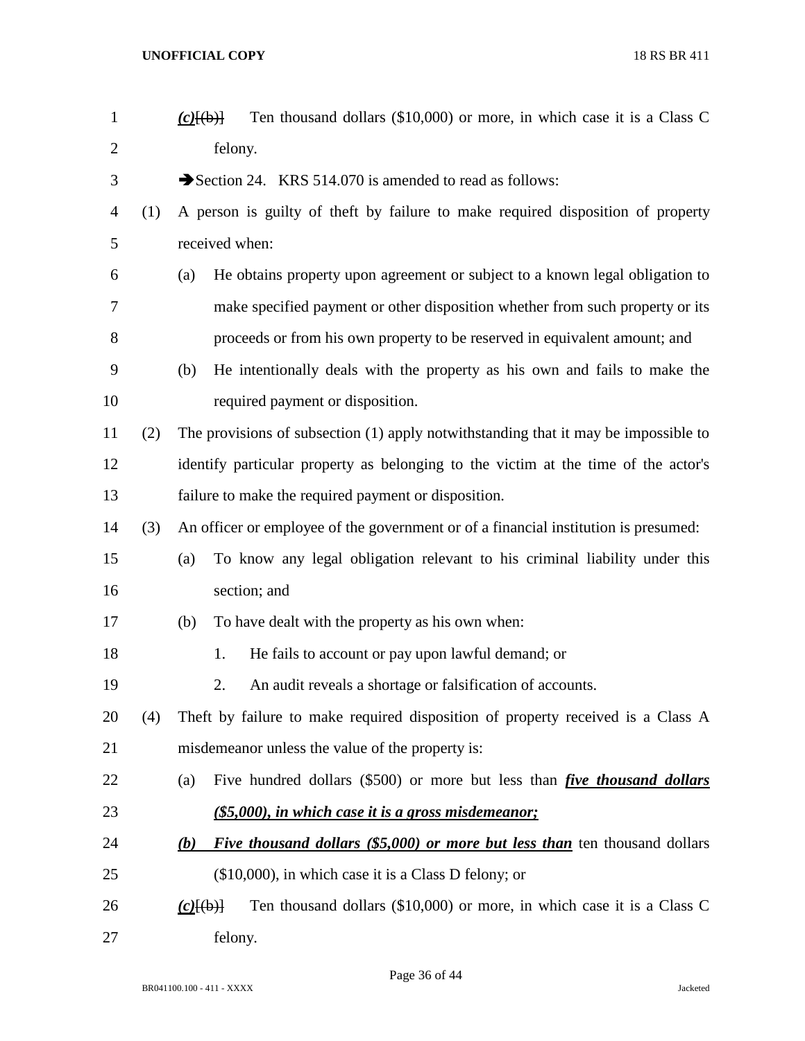*(c)*[(b)] Ten thousand dollars ($10,000) or more, in which case it is a Class C felony.

➔Section 24. KRS 514.070 is amended to read as follows:

(1) A person is guilty of theft by failure to make required disposition of property received when:

(a) He obtains property upon agreement or subject to a known legal obligation to make specified payment or other disposition whether from such property or its proceeds or from his own property to be reserved in equivalent amount; and

(b) He intentionally deals with the property as his own and fails to make the required payment or disposition.

(2) The provisions of subsection (1) apply notwithstanding that it may be impossible to identify particular property as belonging to the victim at the time of the actor's failure to make the required payment or disposition.

(3) An officer or employee of the government or of a financial institution is presumed:

(a) To know any legal obligation relevant to his criminal liability under this section; and

(b) To have dealt with the property as his own when:

1. He fails to account or pay upon lawful demand; or

2. An audit reveals a shortage or falsification of accounts.

(4) Theft by failure to make required disposition of property received is a Class A misdemeanor unless the value of the property is:

(a) Five hundred dollars ($500) or more but less than ***five thousand dollars ($5,000), in which case it is a gross misdemeanor;***

***(b) Five thousand dollars ($5,000) or more but less than*** ten thousand dollars ($10,000), in which case it is a Class D felony; or

*(c)*[(b)] Ten thousand dollars ($10,000) or more, in which case it is a Class C felony.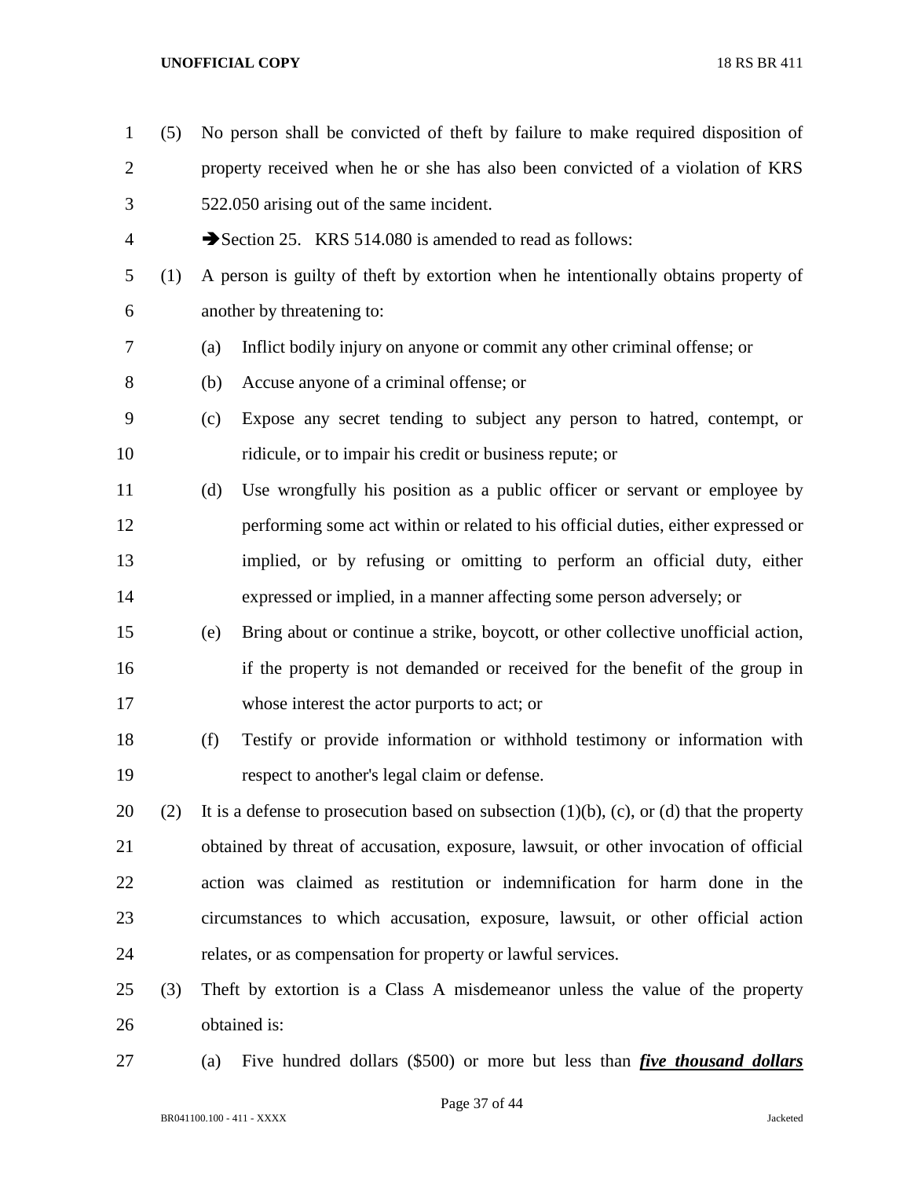(5) No person shall be convicted of theft by failure to make required disposition of property received when he or she has also been convicted of a violation of KRS 522.050 arising out of the same incident.

➔Section 25. KRS 514.080 is amended to read as follows:

(1) A person is guilty of theft by extortion when he intentionally obtains property of another by threatening to:

(a) Inflict bodily injury on anyone or commit any other criminal offense; or

(b) Accuse anyone of a criminal offense; or

(c) Expose any secret tending to subject any person to hatred, contempt, or ridicule, or to impair his credit or business repute; or

(d) Use wrongfully his position as a public officer or servant or employee by performing some act within or related to his official duties, either expressed or implied, or by refusing or omitting to perform an official duty, either expressed or implied, in a manner affecting some person adversely; or

(e) Bring about or continue a strike, boycott, or other collective unofficial action, if the property is not demanded or received for the benefit of the group in whose interest the actor purports to act; or

(f) Testify or provide information or withhold testimony or information with respect to another's legal claim or defense.

(2) It is a defense to prosecution based on subsection (1)(b), (c), or (d) that the property obtained by threat of accusation, exposure, lawsuit, or other invocation of official action was claimed as restitution or indemnification for harm done in the circumstances to which accusation, exposure, lawsuit, or other official action relates, or as compensation for property or lawful services.

(3) Theft by extortion is a Class A misdemeanor unless the value of the property obtained is:

(a) Five hundred dollars ($500) or more but less than ***five thousand dollars***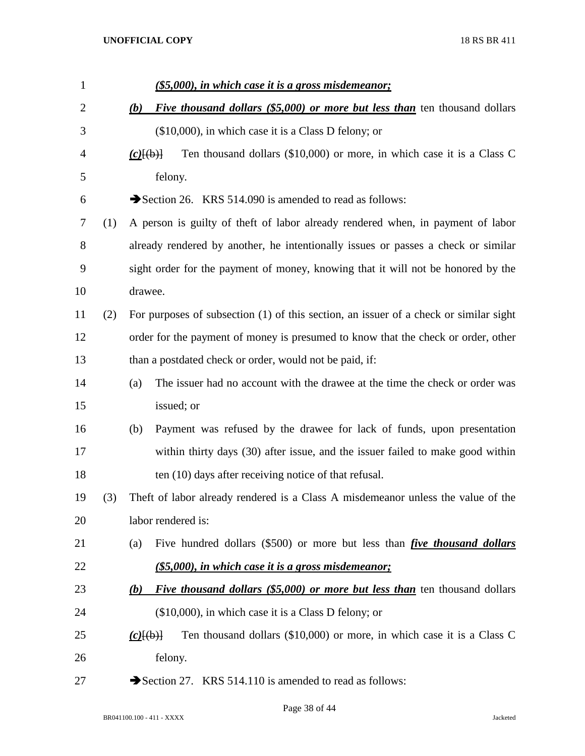***($5,000), in which case it is a gross misdemeanor;***

***(b)*** ***Five thousand dollars ($5,000) or more but less than*** ten thousand dollars ($10,000), in which case it is a Class D felony; or

***(c)***[(b)] Ten thousand dollars ($10,000) or more, in which case it is a Class C felony.

➔Section 26. KRS 514.090 is amended to read as follows:

(1) A person is guilty of theft of labor already rendered when, in payment of labor already rendered by another, he intentionally issues or passes a check or similar sight order for the payment of money, knowing that it will not be honored by the drawee.

(2) For purposes of subsection (1) of this section, an issuer of a check or similar sight order for the payment of money is presumed to know that the check or order, other than a postdated check or order, would not be paid, if:

(a) The issuer had no account with the drawee at the time the check or order was issued; or

(b) Payment was refused by the drawee for lack of funds, upon presentation within thirty days (30) after issue, and the issuer failed to make good within ten (10) days after receiving notice of that refusal.

(3) Theft of labor already rendered is a Class A misdemeanor unless the value of the labor rendered is:

(a) Five hundred dollars ($500) or more but less than ***five thousand dollars ($5,000), in which case it is a gross misdemeanor;***

***(b)*** ***Five thousand dollars ($5,000) or more but less than*** ten thousand dollars ($10,000), in which case it is a Class D felony; or

***(c)***[(b)] Ten thousand dollars ($10,000) or more, in which case it is a Class C felony.

➔Section 27. KRS 514.110 is amended to read as follows: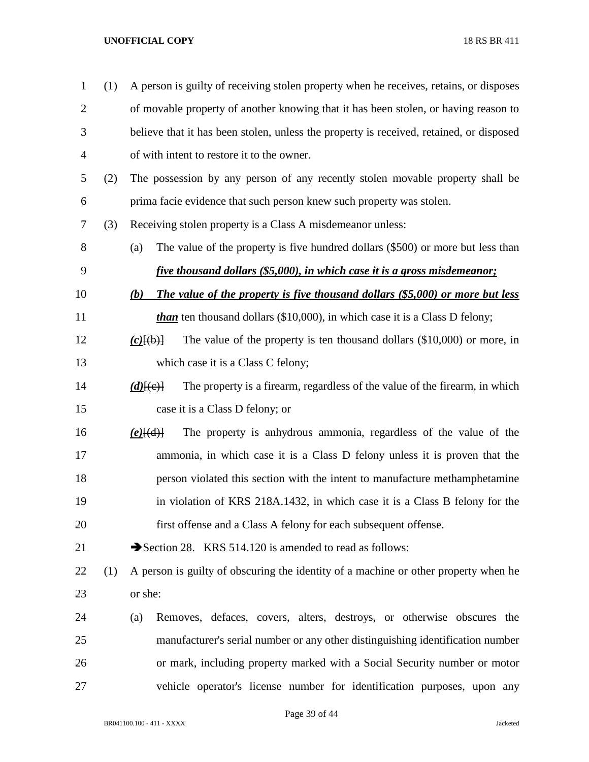(1) A person is guilty of receiving stolen property when he receives, retains, or disposes of movable property of another knowing that it has been stolen, or having reason to believe that it has been stolen, unless the property is received, retained, or disposed of with intent to restore it to the owner.

(2) The possession by any person of any recently stolen movable property shall be prima facie evidence that such person knew such property was stolen.

(3) Receiving stolen property is a Class A misdemeanor unless:

(a) The value of the property is five hundred dollars ($500) or more but less than ***five thousand dollars ($5,000), in which case it is a gross misdemeanor;***

***(b) The value of the property is five thousand dollars ($5,000) or more but less than*** ten thousand dollars ($10,000), in which case it is a Class D felony;

***(c)***[(b)] The value of the property is ten thousand dollars ($10,000) or more, in which case it is a Class C felony;

***(d)***[(c)] The property is a firearm, regardless of the value of the firearm, in which case it is a Class D felony; or

***(e)***[(d)] The property is anhydrous ammonia, regardless of the value of the ammonia, in which case it is a Class D felony unless it is proven that the person violated this section with the intent to manufacture methamphetamine in violation of KRS 218A.1432, in which case it is a Class B felony for the first offense and a Class A felony for each subsequent offense.

➔Section 28. KRS 514.120 is amended to read as follows:

(1) A person is guilty of obscuring the identity of a machine or other property when he or she:

(a) Removes, defaces, covers, alters, destroys, or otherwise obscures the manufacturer's serial number or any other distinguishing identification number or mark, including property marked with a Social Security number or motor vehicle operator's license number for identification purposes, upon any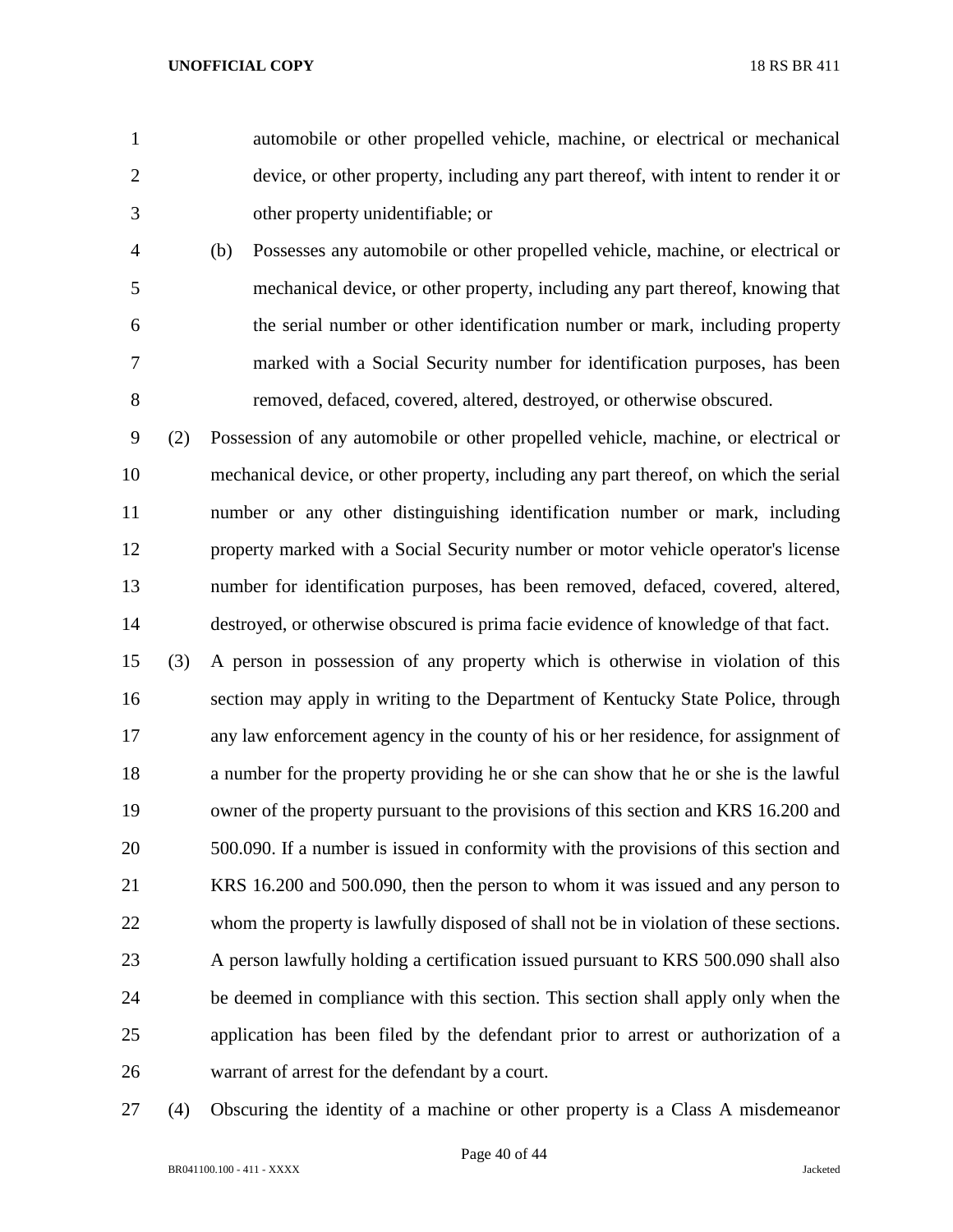automobile or other propelled vehicle, machine, or electrical or mechanical device, or other property, including any part thereof, with intent to render it or other property unidentifiable; or

(b) Possesses any automobile or other propelled vehicle, machine, or electrical or mechanical device, or other property, including any part thereof, knowing that the serial number or other identification number or mark, including property marked with a Social Security number for identification purposes, has been removed, defaced, covered, altered, destroyed, or otherwise obscured.

(2) Possession of any automobile or other propelled vehicle, machine, or electrical or mechanical device, or other property, including any part thereof, on which the serial number or any other distinguishing identification number or mark, including property marked with a Social Security number or motor vehicle operator's license number for identification purposes, has been removed, defaced, covered, altered, destroyed, or otherwise obscured is prima facie evidence of knowledge of that fact.

(3) A person in possession of any property which is otherwise in violation of this section may apply in writing to the Department of Kentucky State Police, through any law enforcement agency in the county of his or her residence, for assignment of a number for the property providing he or she can show that he or she is the lawful owner of the property pursuant to the provisions of this section and KRS 16.200 and 500.090. If a number is issued in conformity with the provisions of this section and KRS 16.200 and 500.090, then the person to whom it was issued and any person to whom the property is lawfully disposed of shall not be in violation of these sections. A person lawfully holding a certification issued pursuant to KRS 500.090 shall also be deemed in compliance with this section. This section shall apply only when the application has been filed by the defendant prior to arrest or authorization of a warrant of arrest for the defendant by a court.

(4) Obscuring the identity of a machine or other property is a Class A misdemeanor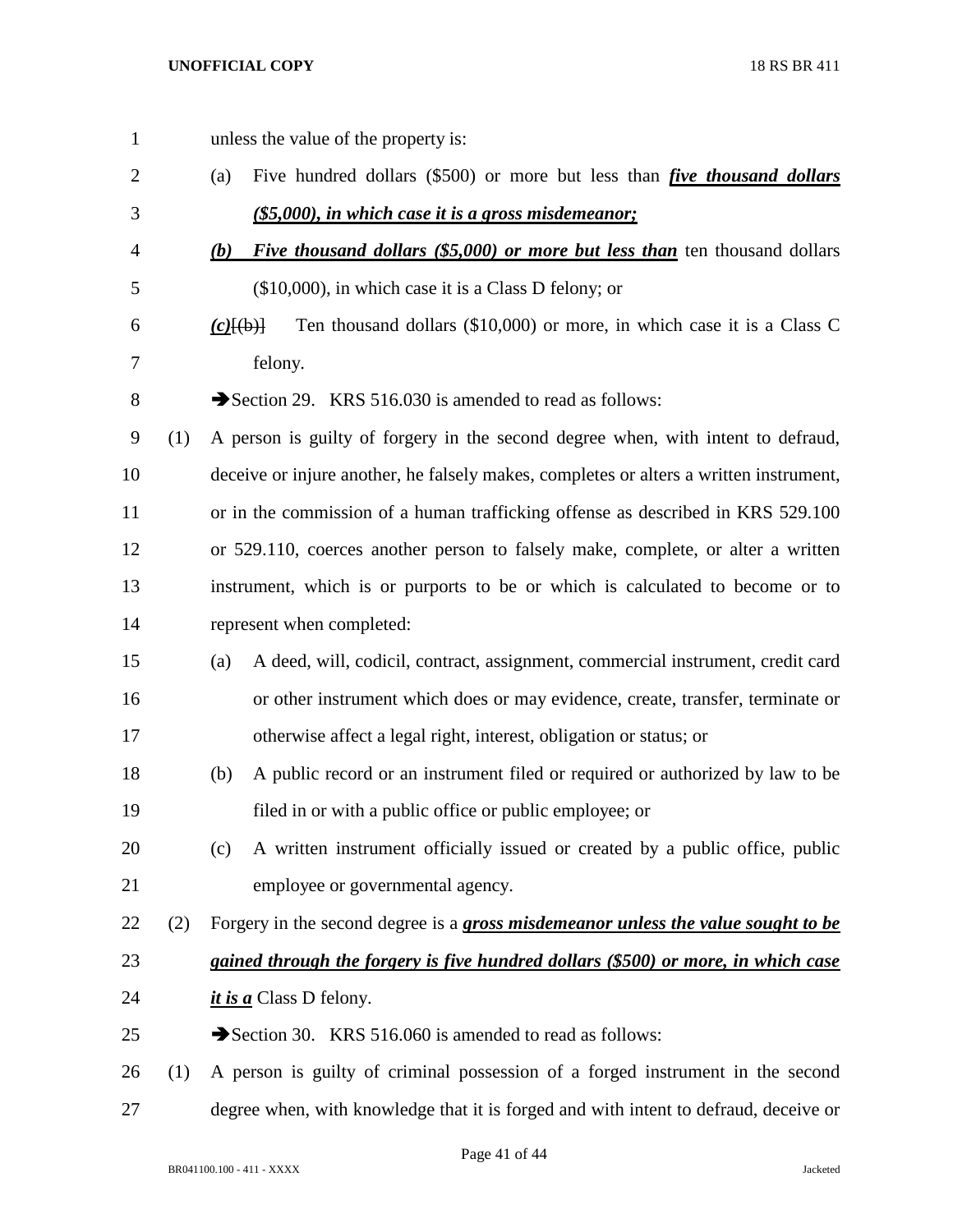unless the value of the property is:

(a) Five hundred dollars ($500) or more but less than ***five thousand dollars ($5,000), in which case it is a gross misdemeanor;***

***(b) Five thousand dollars ($5,000) or more but less than*** ten thousand dollars ($10,000), in which case it is a Class D felony; or

***(c)***[(b)] Ten thousand dollars ($10,000) or more, in which case it is a Class C felony.

➔Section 29. KRS 516.030 is amended to read as follows:

(1) A person is guilty of forgery in the second degree when, with intent to defraud, deceive or injure another, he falsely makes, completes or alters a written instrument, or in the commission of a human trafficking offense as described in KRS 529.100 or 529.110, coerces another person to falsely make, complete, or alter a written instrument, which is or purports to be or which is calculated to become or to represent when completed:

(a) A deed, will, codicil, contract, assignment, commercial instrument, credit card or other instrument which does or may evidence, create, transfer, terminate or otherwise affect a legal right, interest, obligation or status; or

(b) A public record or an instrument filed or required or authorized by law to be filed in or with a public office or public employee; or

(c) A written instrument officially issued or created by a public office, public employee or governmental agency.

(2) Forgery in the second degree is a ***gross misdemeanor unless the value sought to be gained through the forgery is five hundred dollars ($500) or more, in which case it is a*** Class D felony.

➔Section 30. KRS 516.060 is amended to read as follows:

(1) A person is guilty of criminal possession of a forged instrument in the second degree when, with knowledge that it is forged and with intent to defraud, deceive or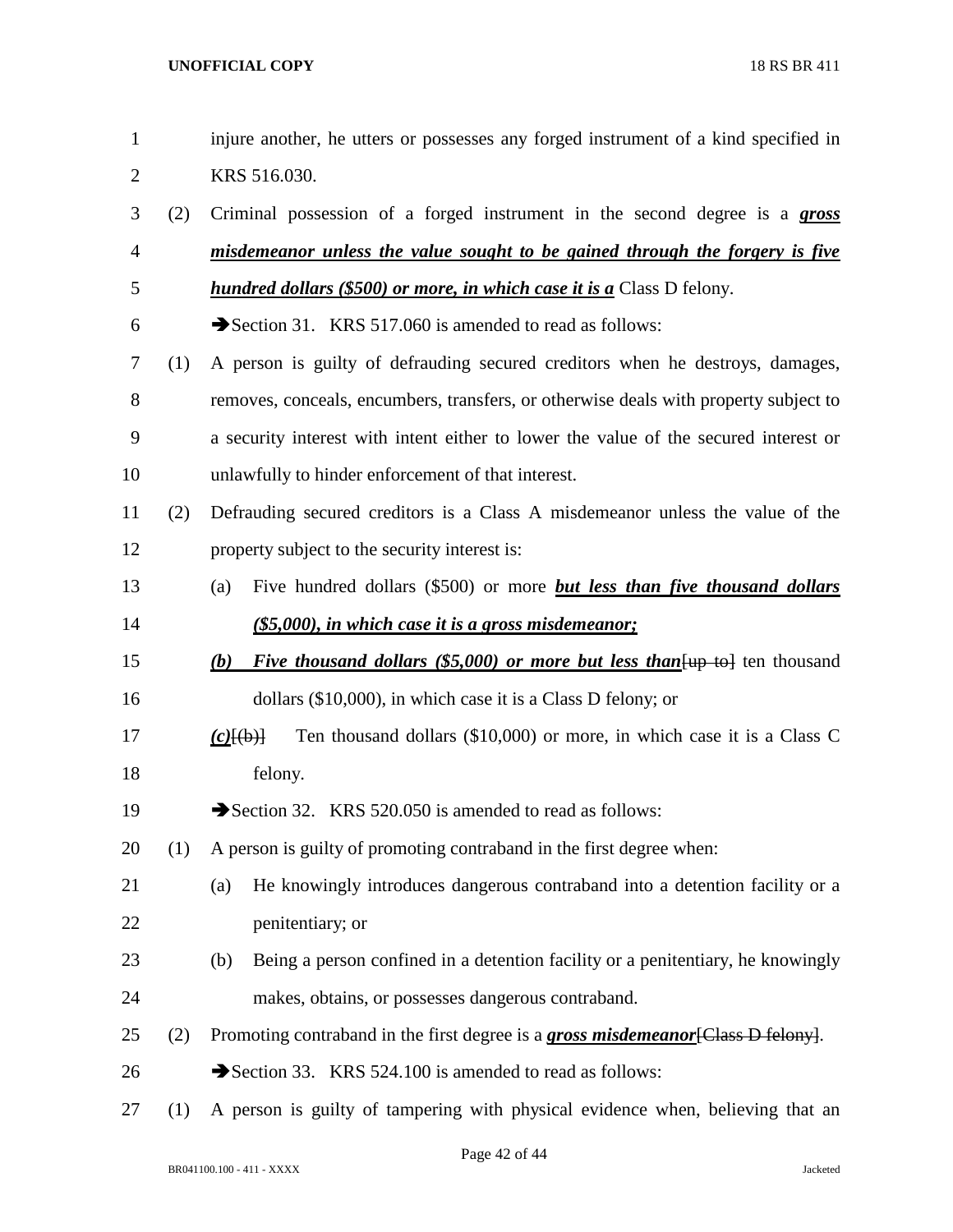injure another, he utters or possesses any forged instrument of a kind specified in KRS 516.030.

(2) Criminal possession of a forged instrument in the second degree is a ***gross misdemeanor unless the value sought to be gained through the forgery is five hundred dollars ($500) or more, in which case it is a*** Class D felony.

➔Section 31. KRS 517.060 is amended to read as follows:

(1) A person is guilty of defrauding secured creditors when he destroys, damages, removes, conceals, encumbers, transfers, or otherwise deals with property subject to a security interest with intent either to lower the value of the secured interest or unlawfully to hinder enforcement of that interest.

(2) Defrauding secured creditors is a Class A misdemeanor unless the value of the property subject to the security interest is:

(a) Five hundred dollars ($500) or more ***but less than five thousand dollars ($5,000), in which case it is a gross misdemeanor;***

***(b) Five thousand dollars ($5,000) or more but less than***~~[up to]~~ ten thousand dollars ($10,000), in which case it is a Class D felony; or

***(c)***~~[(b)]~~ Ten thousand dollars ($10,000) or more, in which case it is a Class C felony.

➔Section 32. KRS 520.050 is amended to read as follows:

(1) A person is guilty of promoting contraband in the first degree when:

(a) He knowingly introduces dangerous contraband into a detention facility or a penitentiary; or

(b) Being a person confined in a detention facility or a penitentiary, he knowingly makes, obtains, or possesses dangerous contraband.

(2) Promoting contraband in the first degree is a ***gross misdemeanor***~~[Class D felony]~~.

➔Section 33. KRS 524.100 is amended to read as follows:

(1) A person is guilty of tampering with physical evidence when, believing that an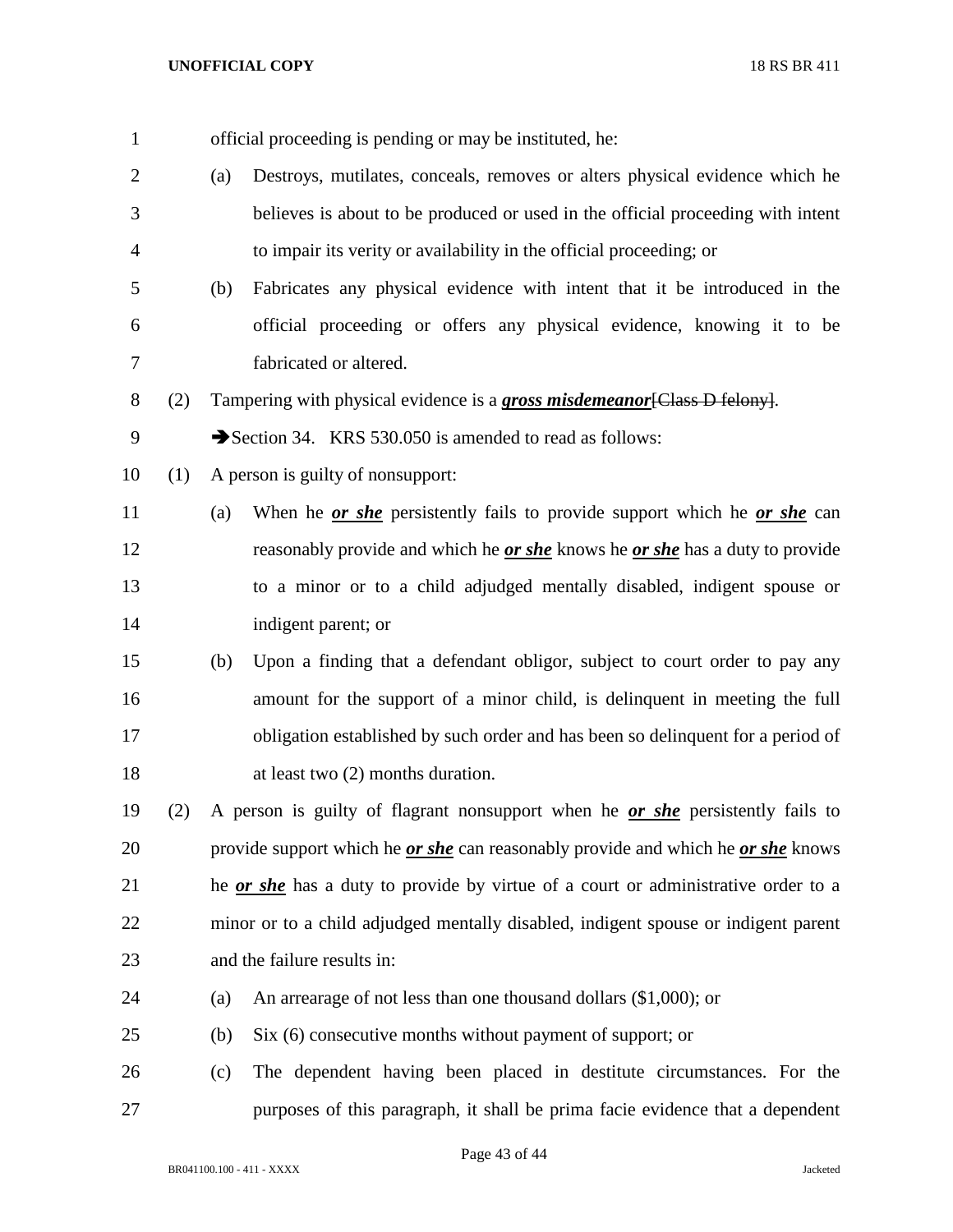official proceeding is pending or may be instituted, he:

(a) Destroys, mutilates, conceals, removes or alters physical evidence which he believes is about to be produced or used in the official proceeding with intent to impair its verity or availability in the official proceeding; or

(b) Fabricates any physical evidence with intent that it be introduced in the official proceeding or offers any physical evidence, knowing it to be fabricated or altered.

(2) Tampering with physical evidence is a ***gross misdemeanor***~~[Class D felony]~~.

➔Section 34. KRS 530.050 is amended to read as follows:

(1) A person is guilty of nonsupport:

(a) When he ***or she*** persistently fails to provide support which he ***or she*** can reasonably provide and which he ***or she*** knows he ***or she*** has a duty to provide to a minor or to a child adjudged mentally disabled, indigent spouse or indigent parent; or

(b) Upon a finding that a defendant obligor, subject to court order to pay any amount for the support of a minor child, is delinquent in meeting the full obligation established by such order and has been so delinquent for a period of at least two (2) months duration.

(2) A person is guilty of flagrant nonsupport when he ***or she*** persistently fails to provide support which he ***or she*** can reasonably provide and which he ***or she*** knows he ***or she*** has a duty to provide by virtue of a court or administrative order to a minor or to a child adjudged mentally disabled, indigent spouse or indigent parent and the failure results in:

(a) An arrearage of not less than one thousand dollars ($1,000); or

(b) Six (6) consecutive months without payment of support; or

(c) The dependent having been placed in destitute circumstances. For the purposes of this paragraph, it shall be prima facie evidence that a dependent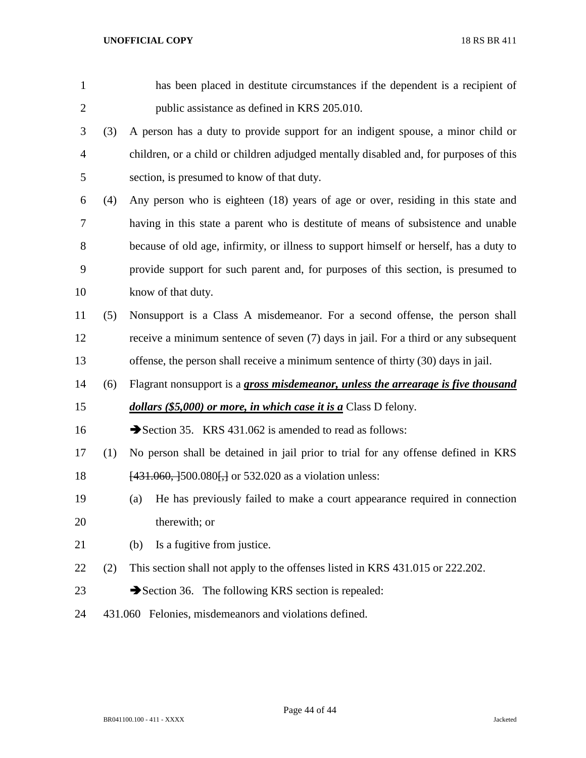has been placed in destitute circumstances if the dependent is a recipient of public assistance as defined in KRS 205.010.

(3) A person has a duty to provide support for an indigent spouse, a minor child or children, or a child or children adjudged mentally disabled and, for purposes of this section, is presumed to know of that duty.

(4) Any person who is eighteen (18) years of age or over, residing in this state and having in this state a parent who is destitute of means of subsistence and unable because of old age, infirmity, or illness to support himself or herself, has a duty to provide support for such parent and, for purposes of this section, is presumed to know of that duty.

(5) Nonsupport is a Class A misdemeanor. For a second offense, the person shall receive a minimum sentence of seven (7) days in jail. For a third or any subsequent offense, the person shall receive a minimum sentence of thirty (30) days in jail.

(6) Flagrant nonsupport is a ***gross misdemeanor, unless the arrearage is five thousand dollars ($5,000) or more, in which case it is a*** Class D felony.

➔Section 35. KRS 431.062 is amended to read as follows:

(1) No person shall be detained in jail prior to trial for any offense defined in KRS ~~[431.060, ]~~500.080~~[,]~~ or 532.020 as a violation unless:

(a) He has previously failed to make a court appearance required in connection therewith; or

(b) Is a fugitive from justice.

(2) This section shall not apply to the offenses listed in KRS 431.015 or 222.202.

➔Section 36. The following KRS section is repealed:

431.060 Felonies, misdemeanors and violations defined.